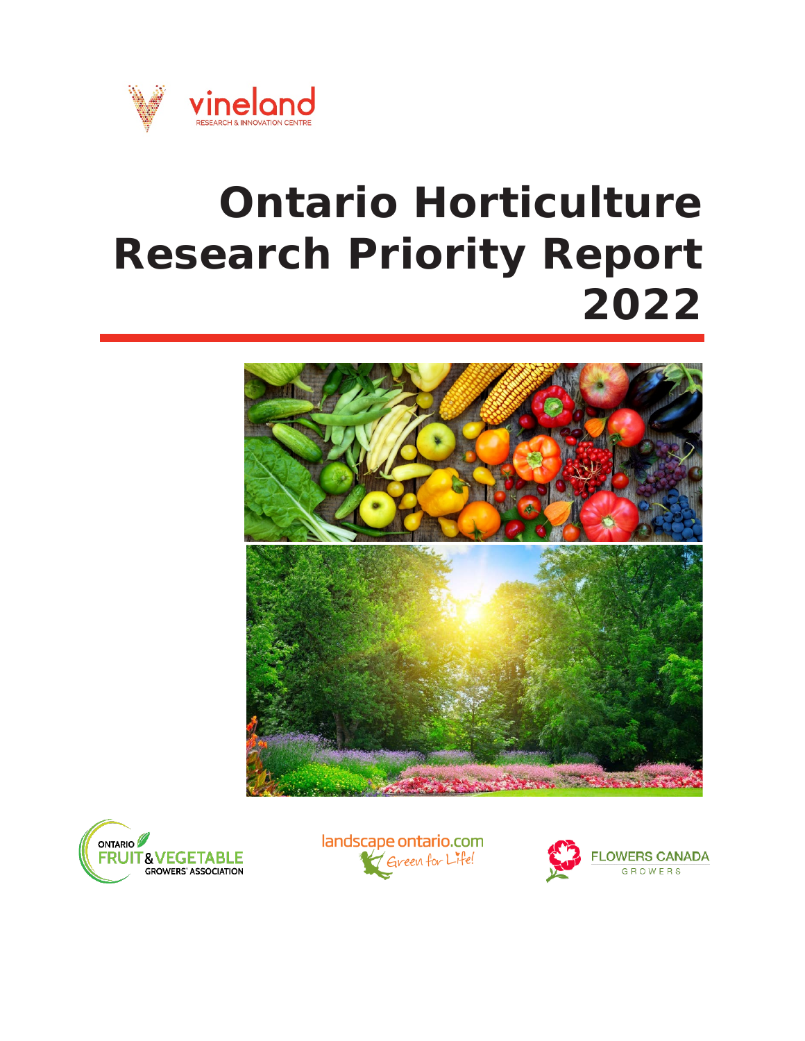vineland
RESEARCH & INNOVATION CENTRE

# Ontario Horticulture Research Priority Report 2022

ONTARIO FRUIT & VEGETABLE GROWERS' ASSOCIATION

landscape ontario.com Green for Life!

FLOWERS CANADA GROWERS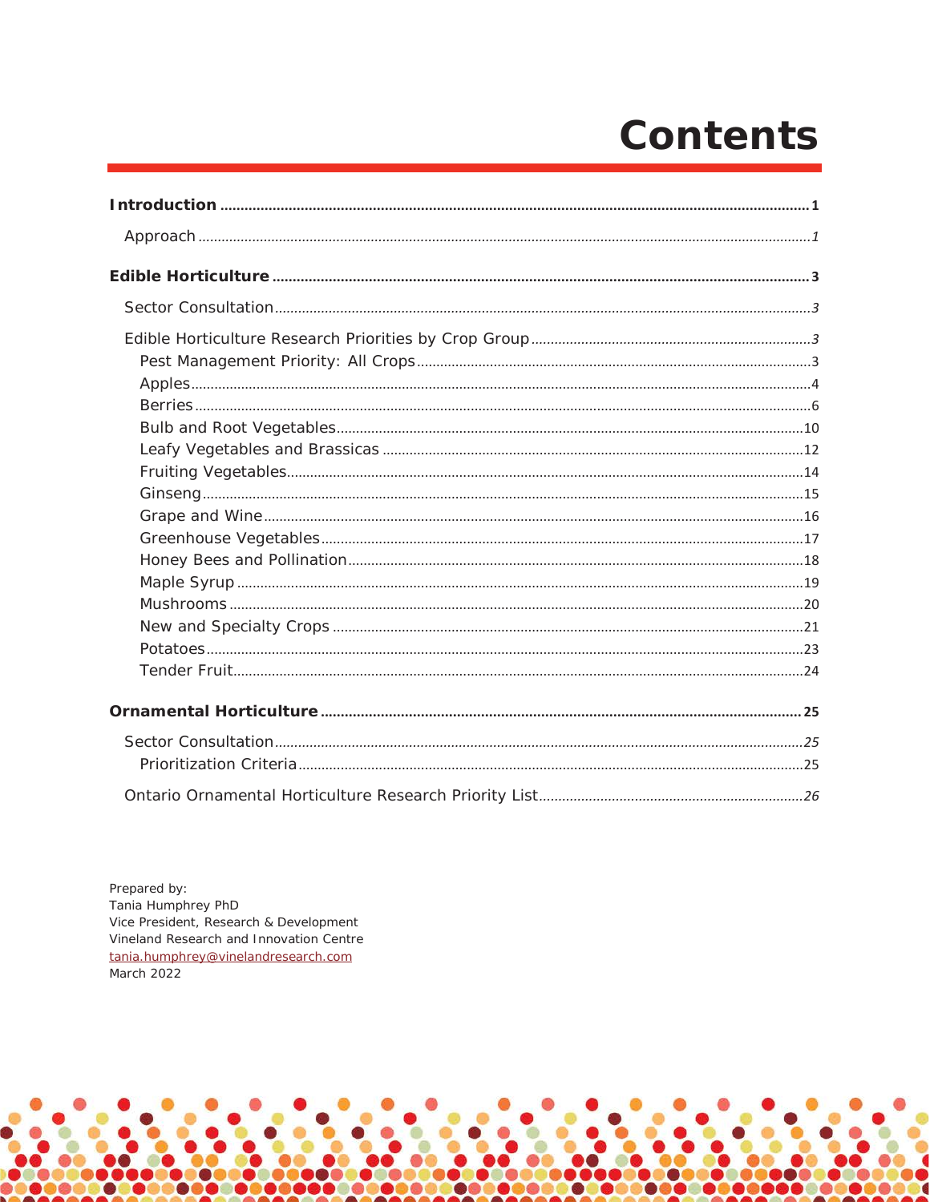# Contents

**Introduction** .......... 1

Approach .......... *1*

**Edible Horticulture** .......... 3

Sector Consultation .......... *3*

Edible Horticulture Research Priorities by Crop Group .......... *3*

- Pest Management Priority: All Crops .......... 3
- Apples .......... 4
- Berries .......... 6
- Bulb and Root Vegetables .......... 10
- Leafy Vegetables and Brassicas .......... 12
- Fruiting Vegetables .......... 14
- Ginseng .......... 15
- Grape and Wine .......... 16
- Greenhouse Vegetables .......... 17
- Honey Bees and Pollination .......... 18
- Maple Syrup .......... 19
- Mushrooms .......... 20
- New and Specialty Crops .......... 21
- Potatoes .......... 23
- Tender Fruit .......... 24

**Ornamental Horticulture** .......... 25

Sector Consultation .......... *25*

- Prioritization Criteria .......... 25

Ontario Ornamental Horticulture Research Priority List .......... *26*

Prepared by:
Tania Humphrey PhD
Vice President, Research & Development
Vineland Research and Innovation Centre
tania.humphrey@vinelandresearch.com
March 2022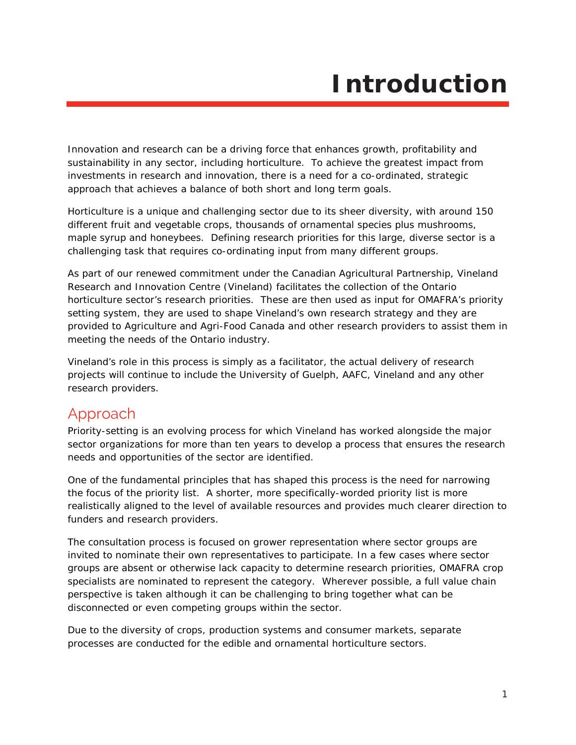# Introduction

Innovation and research can be a driving force that enhances growth, profitability and sustainability in any sector, including horticulture. To achieve the greatest impact from investments in research and innovation, there is a need for a co-ordinated, strategic approach that achieves a balance of both short and long term goals.

Horticulture is a unique and challenging sector due to its sheer diversity, with around 150 different fruit and vegetable crops, thousands of ornamental species plus mushrooms, maple syrup and honeybees. Defining research priorities for this large, diverse sector is a challenging task that requires co-ordinating input from many different groups.

As part of our renewed commitment under the Canadian Agricultural Partnership, Vineland Research and Innovation Centre (Vineland) facilitates the collection of the Ontario horticulture sector's research priorities. These are then used as input for OMAFRA's priority setting system, they are used to shape Vineland's own research strategy and they are provided to Agriculture and Agri-Food Canada and other research providers to assist them in meeting the needs of the Ontario industry.

Vineland's role in this process is simply as a facilitator, the actual delivery of research projects will continue to include the University of Guelph, AAFC, Vineland and any other research providers.

## Approach

Priority-setting is an evolving process for which Vineland has worked alongside the major sector organizations for more than ten years to develop a process that ensures the research needs and opportunities of the sector are identified.

One of the fundamental principles that has shaped this process is the need for narrowing the focus of the priority list. A shorter, more specifically-worded priority list is more realistically aligned to the level of available resources and provides much clearer direction to funders and research providers.

The consultation process is focused on grower representation where sector groups are invited to nominate their own representatives to participate. In a few cases where sector groups are absent or otherwise lack capacity to determine research priorities, OMAFRA crop specialists are nominated to represent the category. Wherever possible, a full value chain perspective is taken although it can be challenging to bring together what can be disconnected or even competing groups within the sector.

Due to the diversity of crops, production systems and consumer markets, separate processes are conducted for the edible and ornamental horticulture sectors.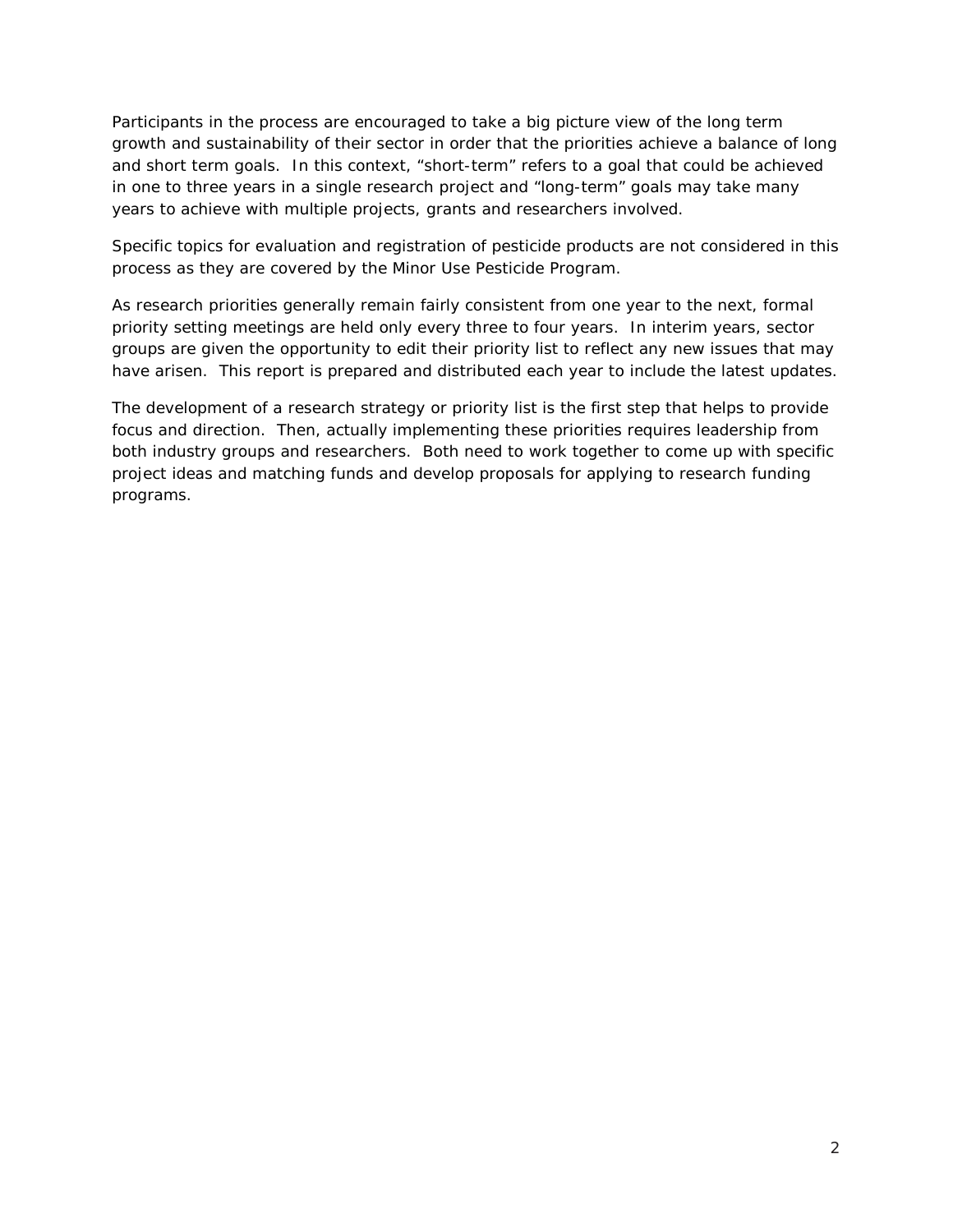Participants in the process are encouraged to take a big picture view of the long term growth and sustainability of their sector in order that the priorities achieve a balance of long and short term goals. In this context, “short-term” refers to a goal that could be achieved in one to three years in a single research project and “long-term” goals may take many years to achieve with multiple projects, grants and researchers involved.

Specific topics for evaluation and registration of pesticide products are not considered in this process as they are covered by the Minor Use Pesticide Program.

As research priorities generally remain fairly consistent from one year to the next, formal priority setting meetings are held only every three to four years. In interim years, sector groups are given the opportunity to edit their priority list to reflect any new issues that may have arisen. This report is prepared and distributed each year to include the latest updates.

The development of a research strategy or priority list is the first step that helps to provide focus and direction. Then, actually implementing these priorities requires leadership from both industry groups and researchers. Both need to work together to come up with specific project ideas and matching funds and develop proposals for applying to research funding programs.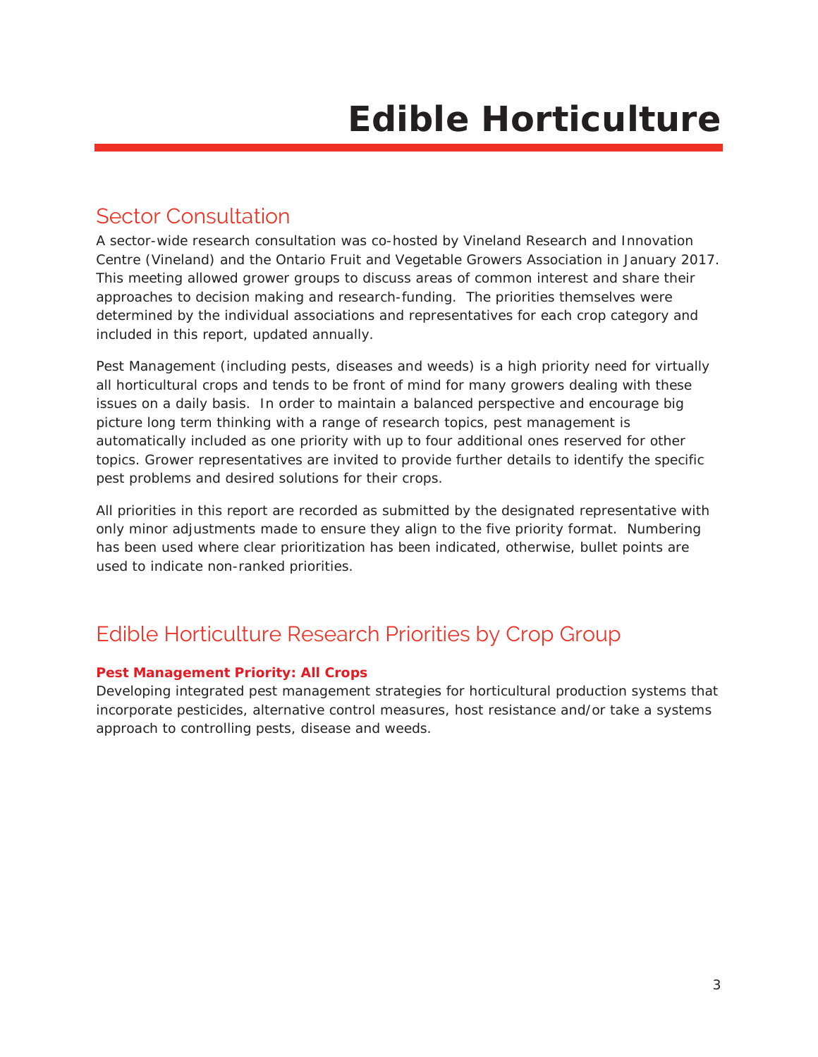# Edible Horticulture

## Sector Consultation

A sector-wide research consultation was co-hosted by Vineland Research and Innovation Centre (Vineland) and the Ontario Fruit and Vegetable Growers Association in January 2017. This meeting allowed grower groups to discuss areas of common interest and share their approaches to decision making and research-funding. The priorities themselves were determined by the individual associations and representatives for each crop category and included in this report, updated annually.

Pest Management (including pests, diseases and weeds) is a high priority need for virtually all horticultural crops and tends to be front of mind for many growers dealing with these issues on a daily basis. In order to maintain a balanced perspective and encourage big picture long term thinking with a range of research topics, pest management is automatically included as one priority with up to four additional ones reserved for other topics. Grower representatives are invited to provide further details to identify the specific pest problems and desired solutions for their crops.

All priorities in this report are recorded as submitted by the designated representative with only minor adjustments made to ensure they align to the five priority format. Numbering has been used where clear prioritization has been indicated, otherwise, bullet points are used to indicate non-ranked priorities.

## Edible Horticulture Research Priorities by Crop Group

**Pest Management Priority: All Crops**

Developing integrated pest management strategies for horticultural production systems that incorporate pesticides, alternative control measures, host resistance and/or take a systems approach to controlling pests, disease and weeds.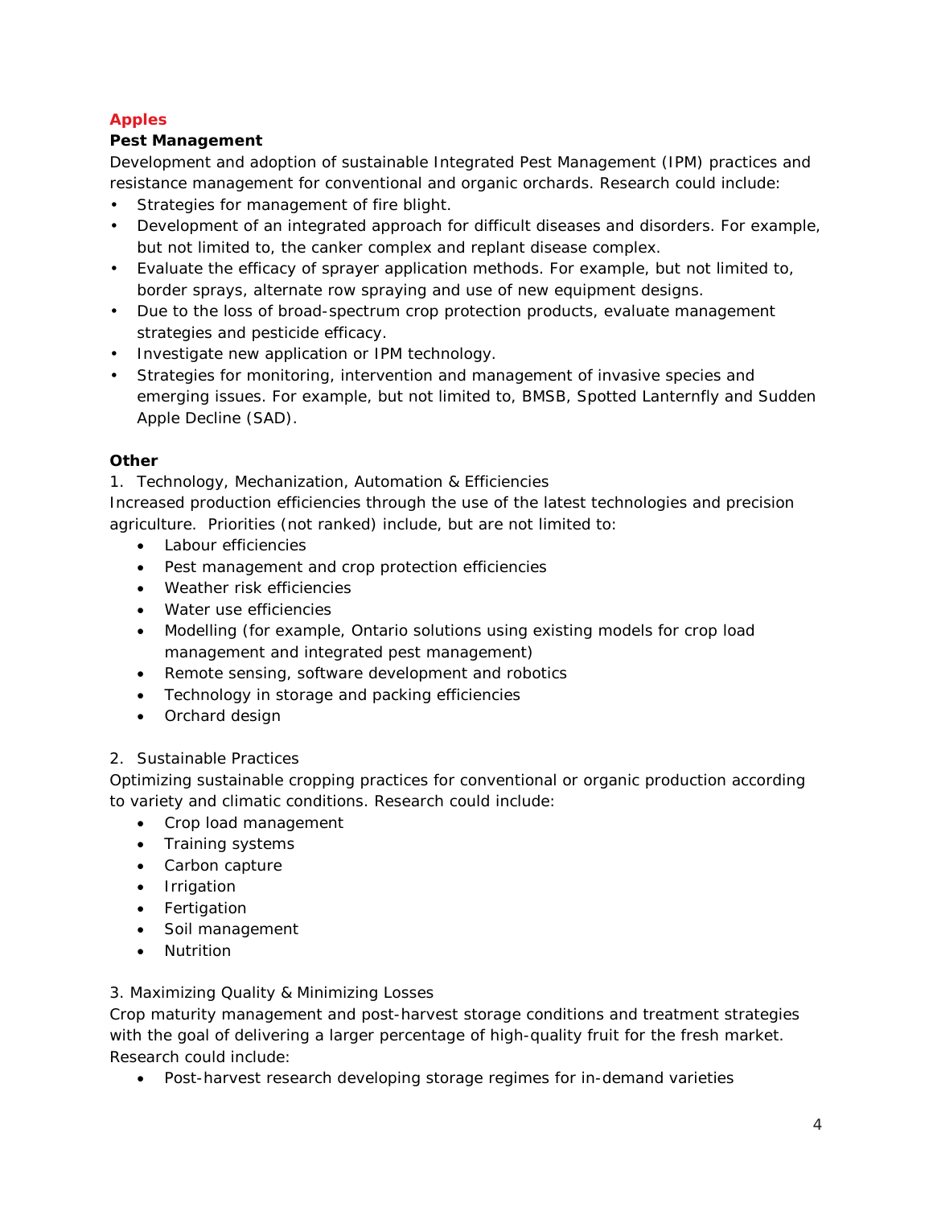## Apples

### Pest Management

Development and adoption of sustainable Integrated Pest Management (IPM) practices and resistance management for conventional and organic orchards. Research could include:

- Strategies for management of fire blight.
- Development of an integrated approach for difficult diseases and disorders. For example, but not limited to, the canker complex and replant disease complex.
- Evaluate the efficacy of sprayer application methods. For example, but not limited to, border sprays, alternate row spraying and use of new equipment designs.
- Due to the loss of broad-spectrum crop protection products, evaluate management strategies and pesticide efficacy.
- Investigate new application or IPM technology.
- Strategies for monitoring, intervention and management of invasive species and emerging issues. For example, but not limited to, BMSB, Spotted Lanternfly and Sudden Apple Decline (SAD).

### Other

1. Technology, Mechanization, Automation & Efficiencies

Increased production efficiencies through the use of the latest technologies and precision agriculture. Priorities (not ranked) include, but are not limited to:

- Labour efficiencies
- Pest management and crop protection efficiencies
- Weather risk efficiencies
- Water use efficiencies
- Modelling (for example, Ontario solutions using existing models for crop load management and integrated pest management)
- Remote sensing, software development and robotics
- Technology in storage and packing efficiencies
- Orchard design

2. Sustainable Practices

Optimizing sustainable cropping practices for conventional or organic production according to variety and climatic conditions. Research could include:

- Crop load management
- Training systems
- Carbon capture
- Irrigation
- Fertigation
- Soil management
- Nutrition

3. Maximizing Quality & Minimizing Losses

Crop maturity management and post-harvest storage conditions and treatment strategies with the goal of delivering a larger percentage of high-quality fruit for the fresh market. Research could include:

- Post-harvest research developing storage regimes for in-demand varieties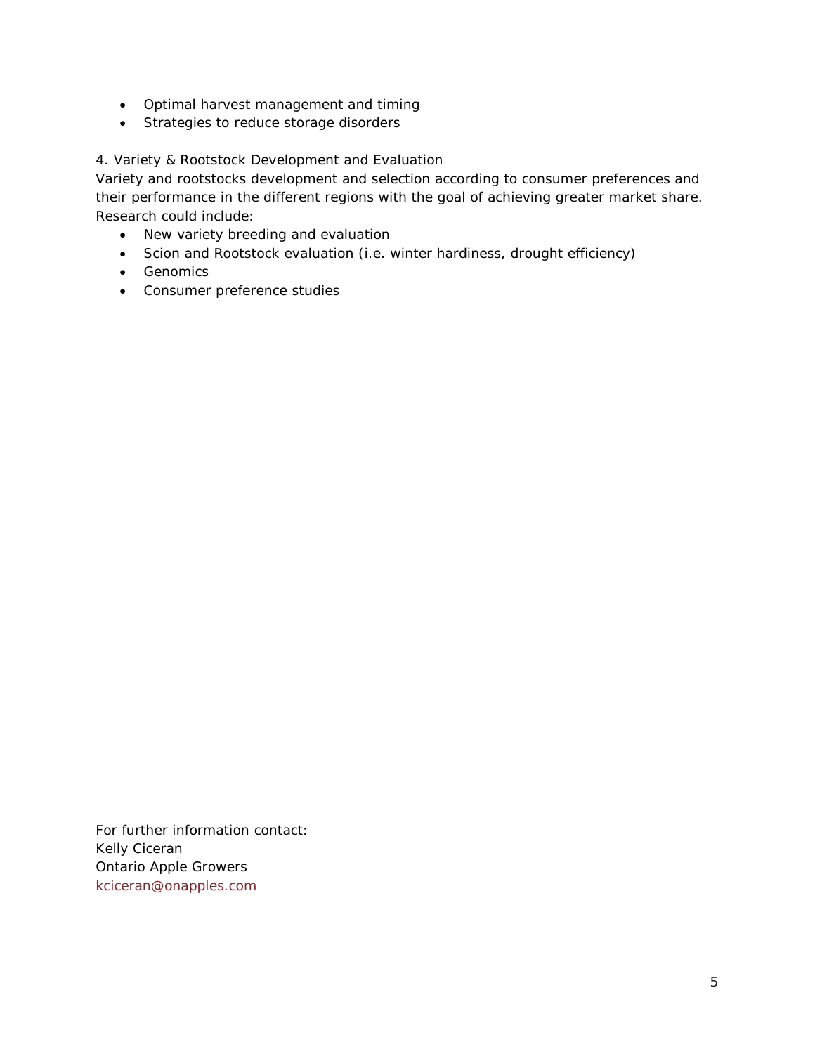- Optimal harvest management and timing
- Strategies to reduce storage disorders

4. Variety & Rootstock Development and Evaluation

Variety and rootstocks development and selection according to consumer preferences and their performance in the different regions with the goal of achieving greater market share. Research could include:

- New variety breeding and evaluation
- Scion and Rootstock evaluation (i.e. winter hardiness, drought efficiency)
- Genomics
- Consumer preference studies

For further information contact:
Kelly Ciceran
Ontario Apple Growers
kciceran@onapples.com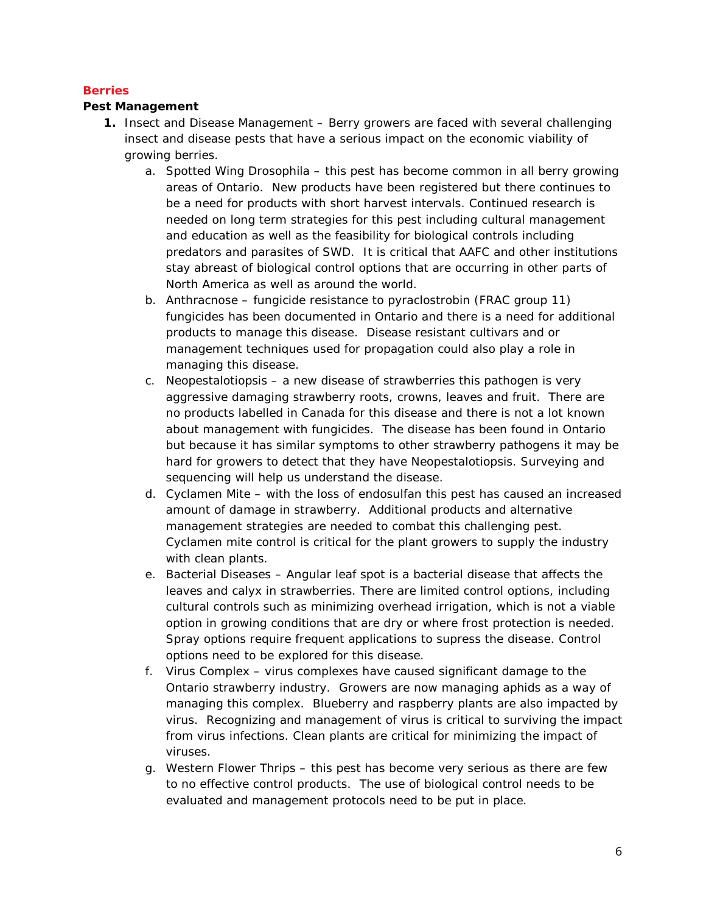## Berries

### Pest Management

1. Insect and Disease Management – Berry growers are faced with several challenging insect and disease pests that have a serious impact on the economic viability of growing berries.
    a. Spotted Wing Drosophila – this pest has become common in all berry growing areas of Ontario. New products have been registered but there continues to be a need for products with short harvest intervals. Continued research is needed on long term strategies for this pest including cultural management and education as well as the feasibility for biological controls including predators and parasites of SWD. It is critical that AAFC and other institutions stay abreast of biological control options that are occurring in other parts of North America as well as around the world.
    b. Anthracnose – fungicide resistance to pyraclostrobin (FRAC group 11) fungicides has been documented in Ontario and there is a need for additional products to manage this disease. Disease resistant cultivars and or management techniques used for propagation could also play a role in managing this disease.
    c. Neopestalotiopsis – a new disease of strawberries this pathogen is very aggressive damaging strawberry roots, crowns, leaves and fruit. There are no products labelled in Canada for this disease and there is not a lot known about management with fungicides. The disease has been found in Ontario but because it has similar symptoms to other strawberry pathogens it may be hard for growers to detect that they have Neopestalotiopsis. Surveying and sequencing will help us understand the disease.
    d. Cyclamen Mite – with the loss of endosulfan this pest has caused an increased amount of damage in strawberry. Additional products and alternative management strategies are needed to combat this challenging pest. Cyclamen mite control is critical for the plant growers to supply the industry with clean plants.
    e. Bacterial Diseases – Angular leaf spot is a bacterial disease that affects the leaves and calyx in strawberries. There are limited control options, including cultural controls such as minimizing overhead irrigation, which is not a viable option in growing conditions that are dry or where frost protection is needed. Spray options require frequent applications to supress the disease. Control options need to be explored for this disease.
    f. Virus Complex – virus complexes have caused significant damage to the Ontario strawberry industry. Growers are now managing aphids as a way of managing this complex. Blueberry and raspberry plants are also impacted by virus. Recognizing and management of virus is critical to surviving the impact from virus infections. Clean plants are critical for minimizing the impact of viruses.
    g. Western Flower Thrips – this pest has become very serious as there are few to no effective control products. The use of biological control needs to be evaluated and management protocols need to be put in place.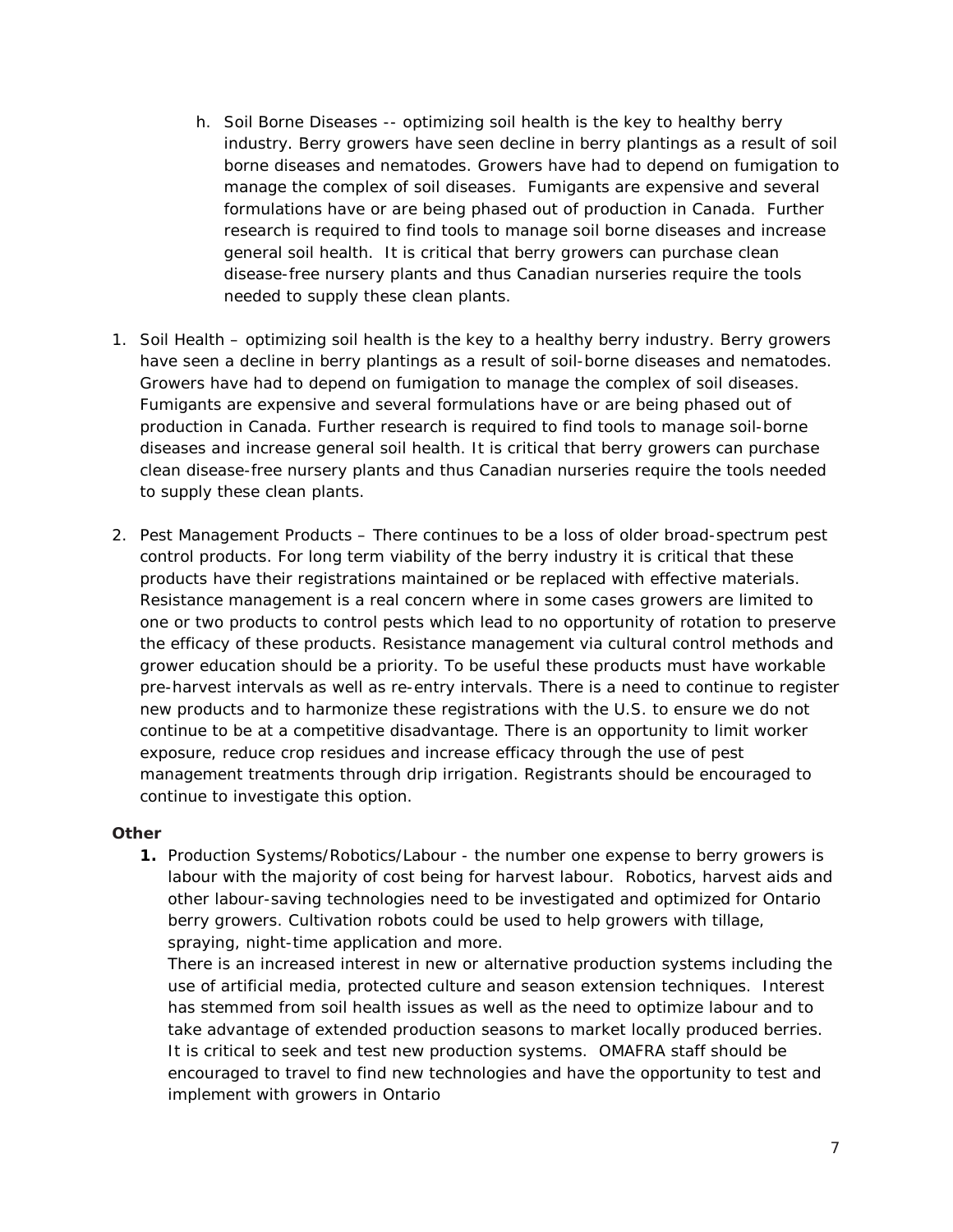h. Soil Borne Diseases -- optimizing soil health is the key to healthy berry industry. Berry growers have seen decline in berry plantings as a result of soil borne diseases and nematodes. Growers have had to depend on fumigation to manage the complex of soil diseases. Fumigants are expensive and several formulations have or are being phased out of production in Canada. Further research is required to find tools to manage soil borne diseases and increase general soil health. It is critical that berry growers can purchase clean disease-free nursery plants and thus Canadian nurseries require the tools needed to supply these clean plants.

1. Soil Health – optimizing soil health is the key to a healthy berry industry. Berry growers have seen a decline in berry plantings as a result of soil-borne diseases and nematodes. Growers have had to depend on fumigation to manage the complex of soil diseases. Fumigants are expensive and several formulations have or are being phased out of production in Canada. Further research is required to find tools to manage soil-borne diseases and increase general soil health. It is critical that berry growers can purchase clean disease-free nursery plants and thus Canadian nurseries require the tools needed to supply these clean plants.

2. Pest Management Products – There continues to be a loss of older broad-spectrum pest control products. For long term viability of the berry industry it is critical that these products have their registrations maintained or be replaced with effective materials. Resistance management is a real concern where in some cases growers are limited to one or two products to control pests which lead to no opportunity of rotation to preserve the efficacy of these products. Resistance management via cultural control methods and grower education should be a priority. To be useful these products must have workable pre-harvest intervals as well as re-entry intervals. There is a need to continue to register new products and to harmonize these registrations with the U.S. to ensure we do not continue to be at a competitive disadvantage. There is an opportunity to limit worker exposure, reduce crop residues and increase efficacy through the use of pest management treatments through drip irrigation. Registrants should be encouraged to continue to investigate this option.

**Other**

1. Production Systems/Robotics/Labour - the number one expense to berry growers is labour with the majority of cost being for harvest labour. Robotics, harvest aids and other labour-saving technologies need to be investigated and optimized for Ontario berry growers. Cultivation robots could be used to help growers with tillage, spraying, night-time application and more.
   There is an increased interest in new or alternative production systems including the use of artificial media, protected culture and season extension techniques. Interest has stemmed from soil health issues as well as the need to optimize labour and to take advantage of extended production seasons to market locally produced berries. It is critical to seek and test new production systems. OMAFRA staff should be encouraged to travel to find new technologies and have the opportunity to test and implement with growers in Ontario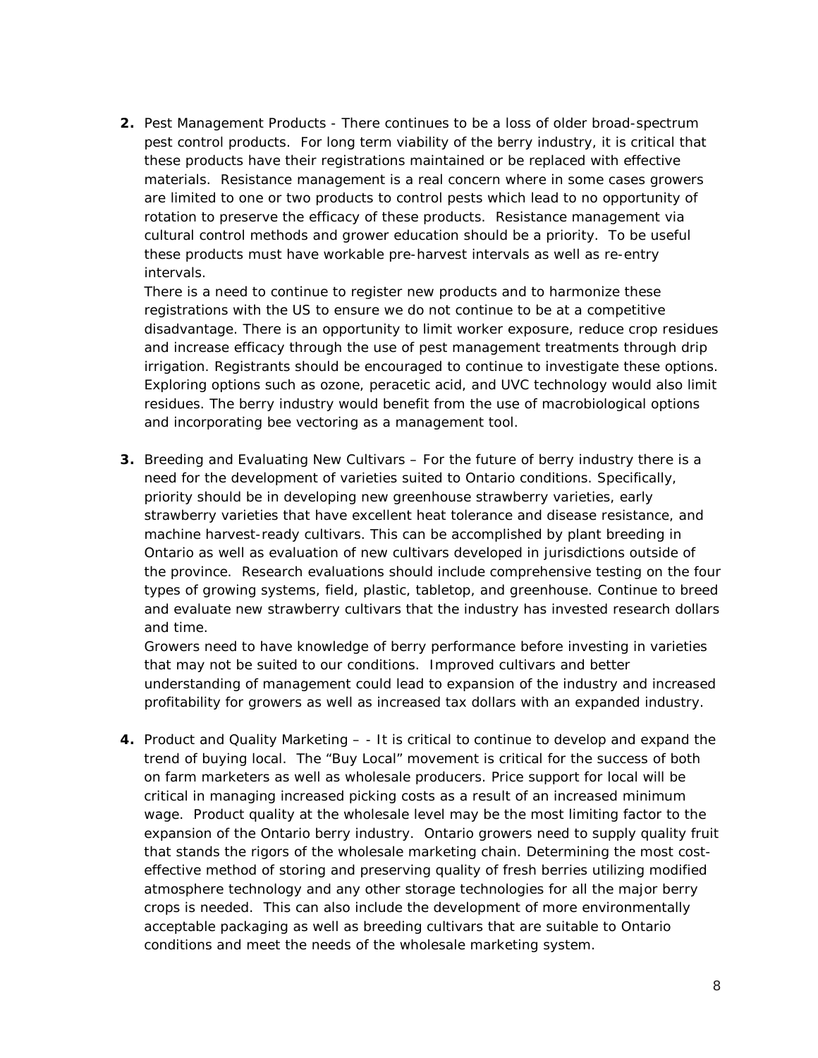2. Pest Management Products - There continues to be a loss of older broad-spectrum pest control products. For long term viability of the berry industry, it is critical that these products have their registrations maintained or be replaced with effective materials. Resistance management is a real concern where in some cases growers are limited to one or two products to control pests which lead to no opportunity of rotation to preserve the efficacy of these products. Resistance management via cultural control methods and grower education should be a priority. To be useful these products must have workable pre-harvest intervals as well as re-entry intervals.

   There is a need to continue to register new products and to harmonize these registrations with the US to ensure we do not continue to be at a competitive disadvantage. There is an opportunity to limit worker exposure, reduce crop residues and increase efficacy through the use of pest management treatments through drip irrigation. Registrants should be encouraged to continue to investigate these options. Exploring options such as ozone, peracetic acid, and UVC technology would also limit residues. The berry industry would benefit from the use of macrobiological options and incorporating bee vectoring as a management tool.

3. Breeding and Evaluating New Cultivars – For the future of berry industry there is a need for the development of varieties suited to Ontario conditions. Specifically, priority should be in developing new greenhouse strawberry varieties, early strawberry varieties that have excellent heat tolerance and disease resistance, and machine harvest-ready cultivars. This can be accomplished by plant breeding in Ontario as well as evaluation of new cultivars developed in jurisdictions outside of the province. Research evaluations should include comprehensive testing on the four types of growing systems, field, plastic, tabletop, and greenhouse. Continue to breed and evaluate new strawberry cultivars that the industry has invested research dollars and time.

   Growers need to have knowledge of berry performance before investing in varieties that may not be suited to our conditions. Improved cultivars and better understanding of management could lead to expansion of the industry and increased profitability for growers as well as increased tax dollars with an expanded industry.

4. Product and Quality Marketing – - It is critical to continue to develop and expand the trend of buying local. The "Buy Local" movement is critical for the success of both on farm marketers as well as wholesale producers. Price support for local will be critical in managing increased picking costs as a result of an increased minimum wage. Product quality at the wholesale level may be the most limiting factor to the expansion of the Ontario berry industry. Ontario growers need to supply quality fruit that stands the rigors of the wholesale marketing chain. Determining the most cost-effective method of storing and preserving quality of fresh berries utilizing modified atmosphere technology and any other storage technologies for all the major berry crops is needed. This can also include the development of more environmentally acceptable packaging as well as breeding cultivars that are suitable to Ontario conditions and meet the needs of the wholesale marketing system.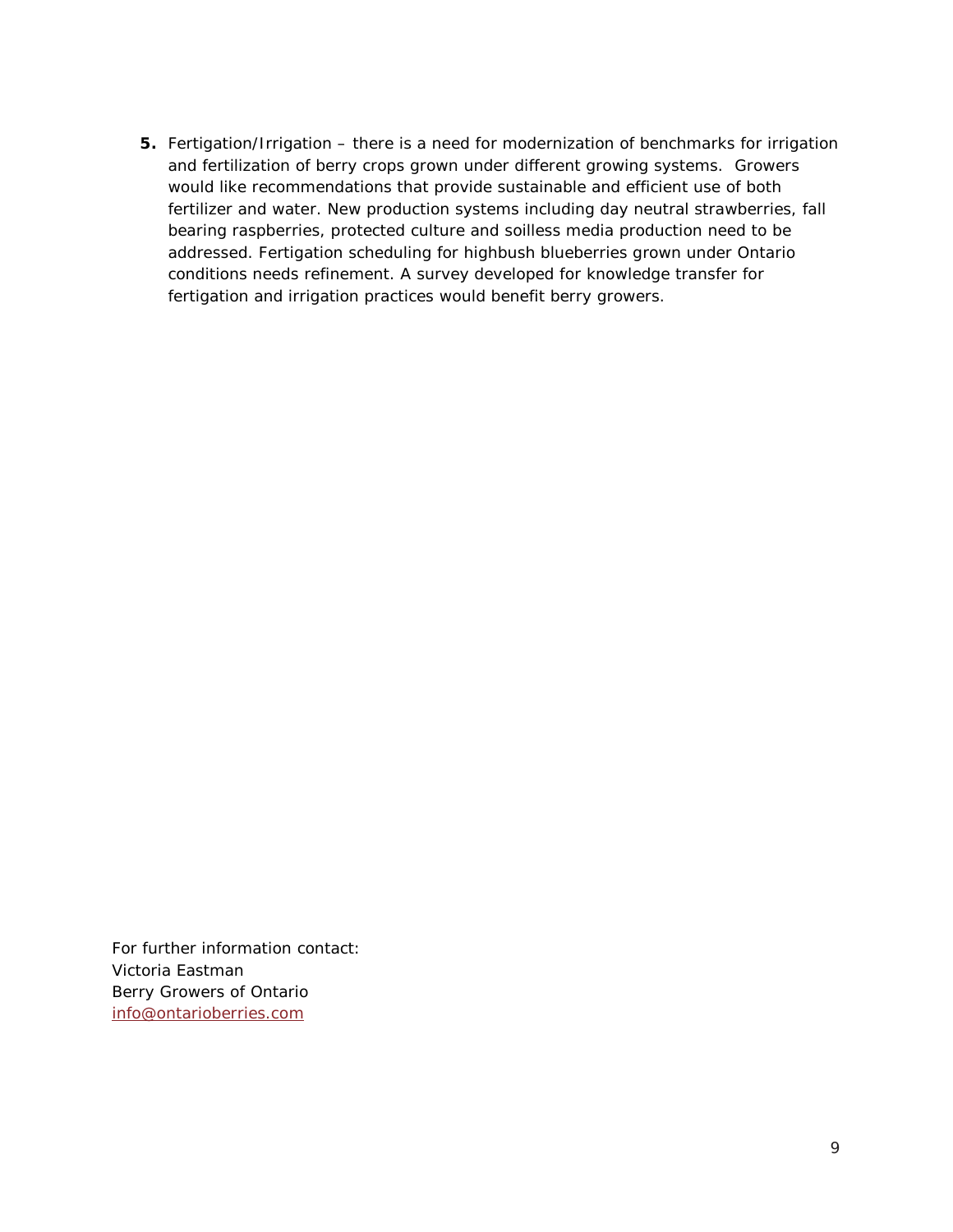5. Fertigation/Irrigation – there is a need for modernization of benchmarks for irrigation and fertilization of berry crops grown under different growing systems. Growers would like recommendations that provide sustainable and efficient use of both fertilizer and water. New production systems including day neutral strawberries, fall bearing raspberries, protected culture and soilless media production need to be addressed. Fertigation scheduling for highbush blueberries grown under Ontario conditions needs refinement. A survey developed for knowledge transfer for fertigation and irrigation practices would benefit berry growers.

For further information contact:
Victoria Eastman
Berry Growers of Ontario
info@ontarioberries.com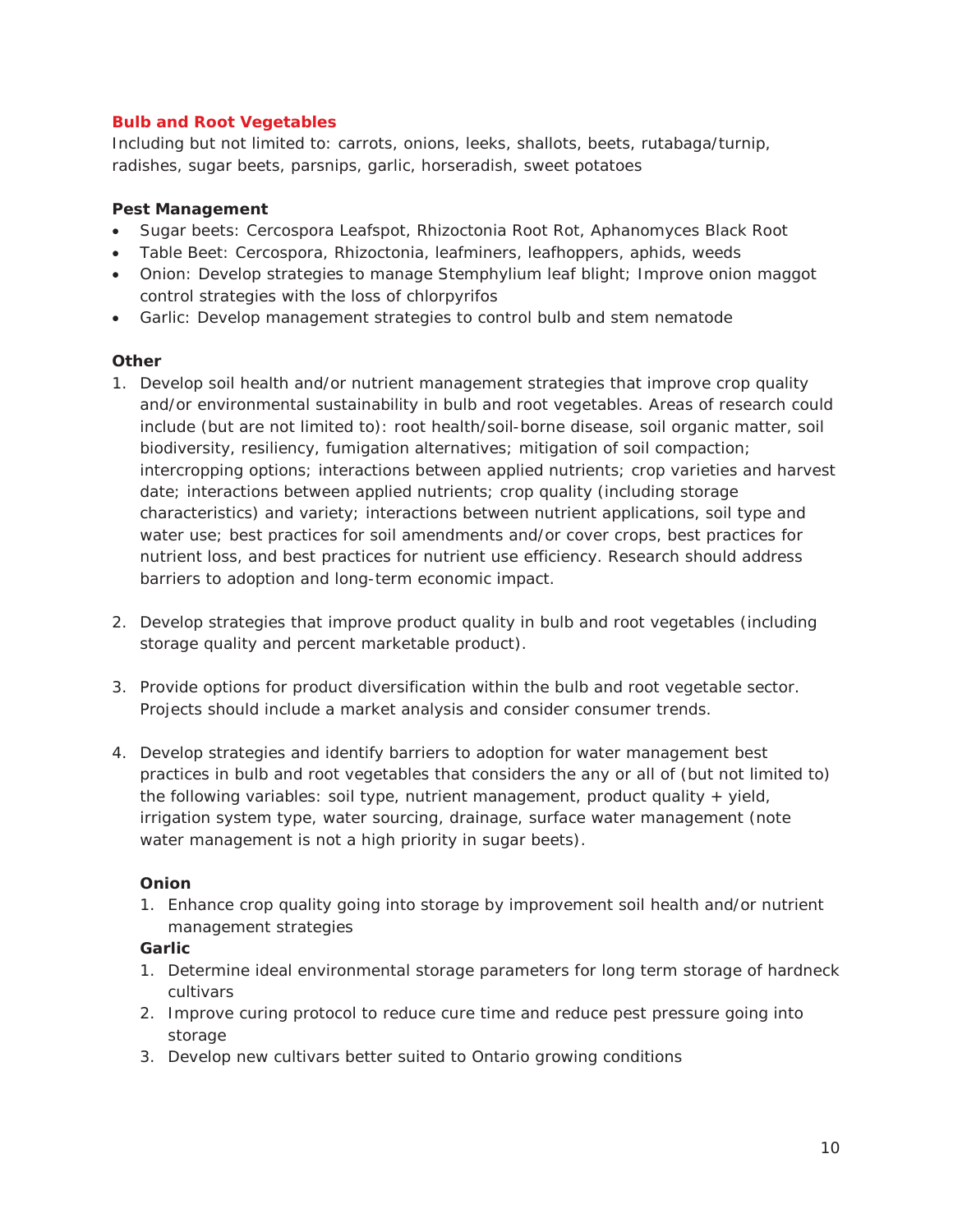## Bulb and Root Vegetables

Including but not limited to: carrots, onions, leeks, shallots, beets, rutabaga/turnip, radishes, sugar beets, parsnips, garlic, horseradish, sweet potatoes

### Pest Management

- Sugar beets: Cercospora Leafspot, Rhizoctonia Root Rot, Aphanomyces Black Root
- Table Beet: Cercospora, Rhizoctonia, leafminers, leafhoppers, aphids, weeds
- Onion: Develop strategies to manage Stemphylium leaf blight; Improve onion maggot control strategies with the loss of chlorpyrifos
- Garlic: Develop management strategies to control bulb and stem nematode

### Other

1. Develop soil health and/or nutrient management strategies that improve crop quality and/or environmental sustainability in bulb and root vegetables. Areas of research could include (but are not limited to): root health/soil-borne disease, soil organic matter, soil biodiversity, resiliency, fumigation alternatives; mitigation of soil compaction; intercropping options; interactions between applied nutrients; crop varieties and harvest date; interactions between applied nutrients; crop quality (including storage characteristics) and variety; interactions between nutrient applications, soil type and water use; best practices for soil amendments and/or cover crops, best practices for nutrient loss, and best practices for nutrient use efficiency. Research should address barriers to adoption and long-term economic impact.

2. Develop strategies that improve product quality in bulb and root vegetables (including storage quality and percent marketable product).

3. Provide options for product diversification within the bulb and root vegetable sector. Projects should include a market analysis and consider consumer trends.

4. Develop strategies and identify barriers to adoption for water management best practices in bulb and root vegetables that considers the any or all of (but not limited to) the following variables: soil type, nutrient management, product quality + yield, irrigation system type, water sourcing, drainage, surface water management (note water management is not a high priority in sugar beets).

   **Onion**

   1. Enhance crop quality going into storage by improvement soil health and/or nutrient management strategies

   **Garlic**

   1. Determine ideal environmental storage parameters for long term storage of hardneck cultivars
   2. Improve curing protocol to reduce cure time and reduce pest pressure going into storage
   3. Develop new cultivars better suited to Ontario growing conditions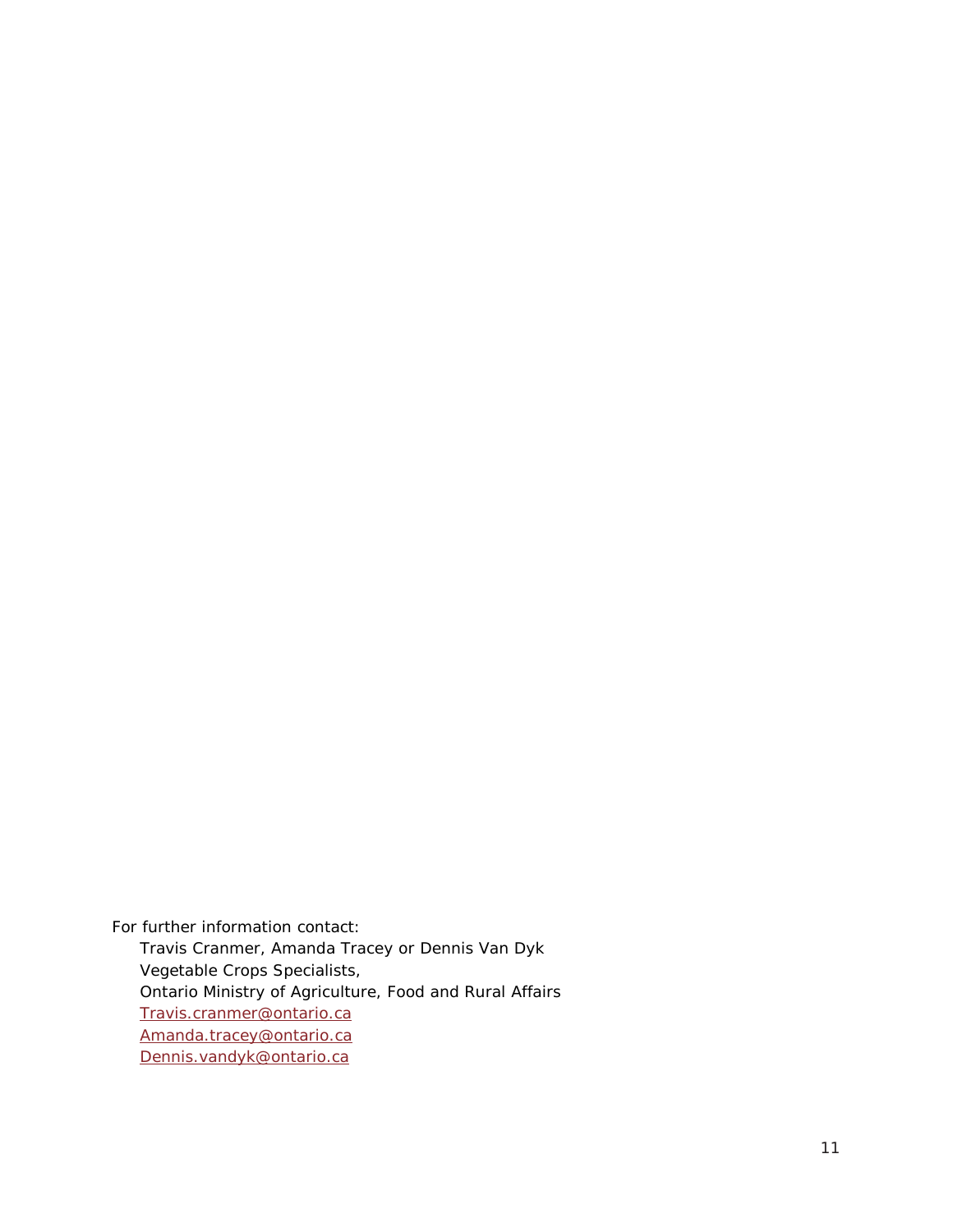For further information contact:

Travis Cranmer, Amanda Tracey or Dennis Van Dyk
Vegetable Crops Specialists,
Ontario Ministry of Agriculture, Food and Rural Affairs
Travis.cranmer@ontario.ca
Amanda.tracey@ontario.ca
Dennis.vandyk@ontario.ca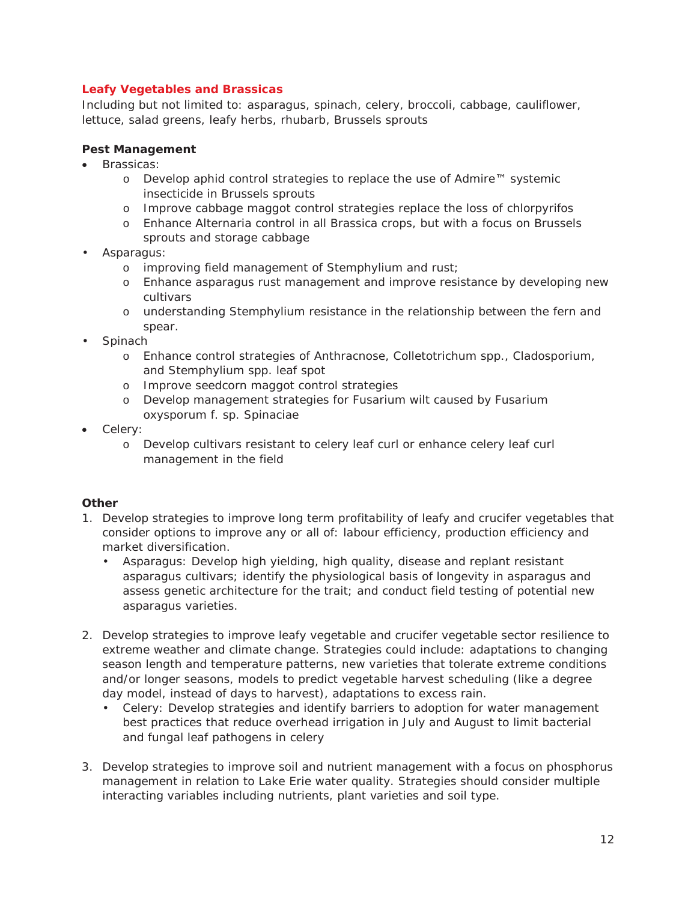## Leafy Vegetables and Brassicas

Including but not limited to: asparagus, spinach, celery, broccoli, cabbage, cauliflower, lettuce, salad greens, leafy herbs, rhubarb, Brussels sprouts

### Pest Management

- Brassicas:
  - Develop aphid control strategies to replace the use of Admire™ systemic insecticide in Brussels sprouts
  - Improve cabbage maggot control strategies replace the loss of chlorpyrifos
  - Enhance Alternaria control in all Brassica crops, but with a focus on Brussels sprouts and storage cabbage
- Asparagus:
  - improving field management of Stemphylium and rust;
  - Enhance asparagus rust management and improve resistance by developing new cultivars
  - understanding Stemphylium resistance in the relationship between the fern and spear.
- Spinach
  - Enhance control strategies of Anthracnose, Colletotrichum spp., Cladosporium, and Stemphylium spp. leaf spot
  - Improve seedcorn maggot control strategies
  - Develop management strategies for Fusarium wilt caused by Fusarium oxysporum f. sp. Spinaciae
- Celery:
  - Develop cultivars resistant to celery leaf curl or enhance celery leaf curl management in the field

### Other

1. Develop strategies to improve long term profitability of leafy and crucifer vegetables that consider options to improve any or all of: labour efficiency, production efficiency and market diversification.
   - Asparagus: Develop high yielding, high quality, disease and replant resistant asparagus cultivars; identify the physiological basis of longevity in asparagus and assess genetic architecture for the trait; and conduct field testing of potential new asparagus varieties.

2. Develop strategies to improve leafy vegetable and crucifer vegetable sector resilience to extreme weather and climate change. Strategies could include: adaptations to changing season length and temperature patterns, new varieties that tolerate extreme conditions and/or longer seasons, models to predict vegetable harvest scheduling (like a degree day model, instead of days to harvest), adaptations to excess rain.
   - Celery: Develop strategies and identify barriers to adoption for water management best practices that reduce overhead irrigation in July and August to limit bacterial and fungal leaf pathogens in celery

3. Develop strategies to improve soil and nutrient management with a focus on phosphorus management in relation to Lake Erie water quality. Strategies should consider multiple interacting variables including nutrients, plant varieties and soil type.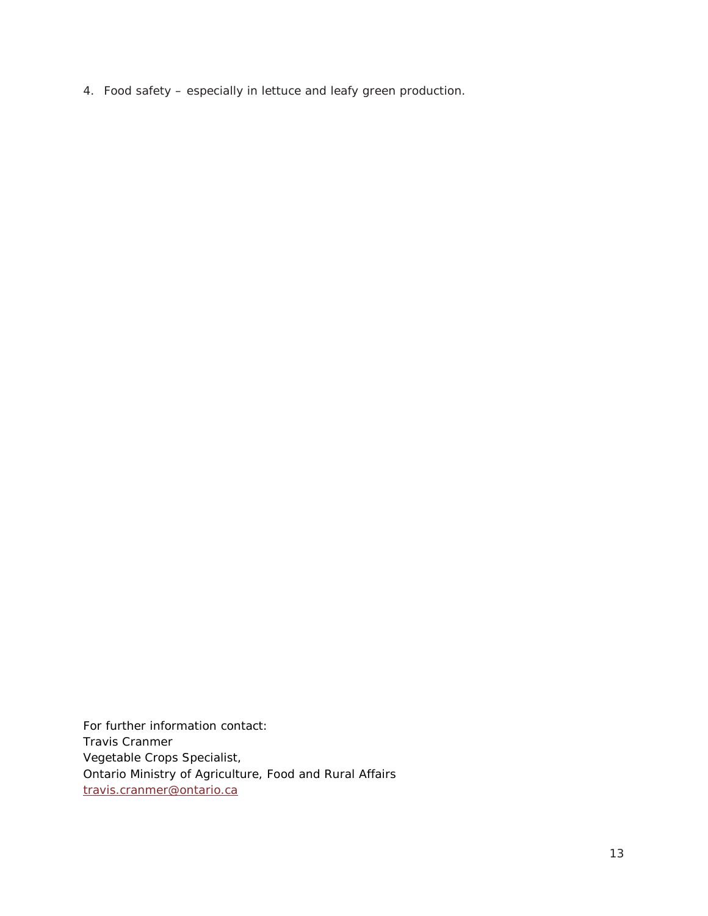4. Food safety – especially in lettuce and leafy green production.

For further information contact:
Travis Cranmer
Vegetable Crops Specialist,
Ontario Ministry of Agriculture, Food and Rural Affairs
[travis.cranmer@ontario.ca](mailto:travis.cranmer@ontario.ca)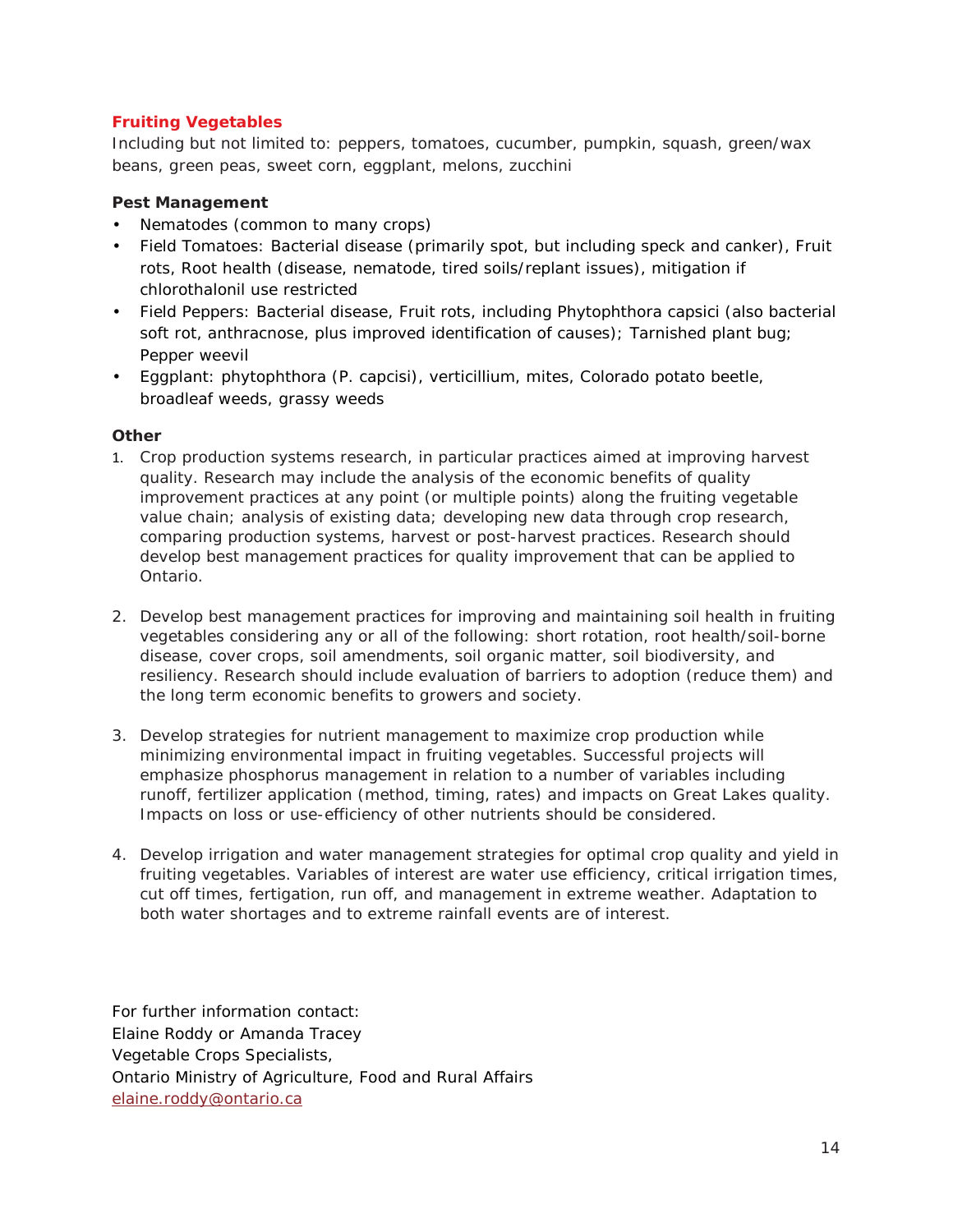## Fruiting Vegetables

Including but not limited to: peppers, tomatoes, cucumber, pumpkin, squash, green/wax beans, green peas, sweet corn, eggplant, melons, zucchini

### Pest Management

- Nematodes (common to many crops)
- Field Tomatoes: Bacterial disease (primarily spot, but including speck and canker), Fruit rots, Root health (disease, nematode, tired soils/replant issues), mitigation if chlorothalonil use restricted
- Field Peppers: Bacterial disease, Fruit rots, including Phytophthora capsici (also bacterial soft rot, anthracnose, plus improved identification of causes); Tarnished plant bug; Pepper weevil
- Eggplant: phytophthora (P. capcisi), verticillium, mites, Colorado potato beetle, broadleaf weeds, grassy weeds

### Other

1. Crop production systems research, in particular practices aimed at improving harvest quality. Research may include the analysis of the economic benefits of quality improvement practices at any point (or multiple points) along the fruiting vegetable value chain; analysis of existing data; developing new data through crop research, comparing production systems, harvest or post-harvest practices. Research should develop best management practices for quality improvement that can be applied to Ontario.

2. Develop best management practices for improving and maintaining soil health in fruiting vegetables considering any or all of the following: short rotation, root health/soil-borne disease, cover crops, soil amendments, soil organic matter, soil biodiversity, and resiliency. Research should include evaluation of barriers to adoption (reduce them) and the long term economic benefits to growers and society.

3. Develop strategies for nutrient management to maximize crop production while minimizing environmental impact in fruiting vegetables. Successful projects will emphasize phosphorus management in relation to a number of variables including runoff, fertilizer application (method, timing, rates) and impacts on Great Lakes quality. Impacts on loss or use-efficiency of other nutrients should be considered.

4. Develop irrigation and water management strategies for optimal crop quality and yield in fruiting vegetables. Variables of interest are water use efficiency, critical irrigation times, cut off times, fertigation, run off, and management in extreme weather. Adaptation to both water shortages and to extreme rainfall events are of interest.

For further information contact:
Elaine Roddy or Amanda Tracey
Vegetable Crops Specialists,
Ontario Ministry of Agriculture, Food and Rural Affairs
elaine.roddy@ontario.ca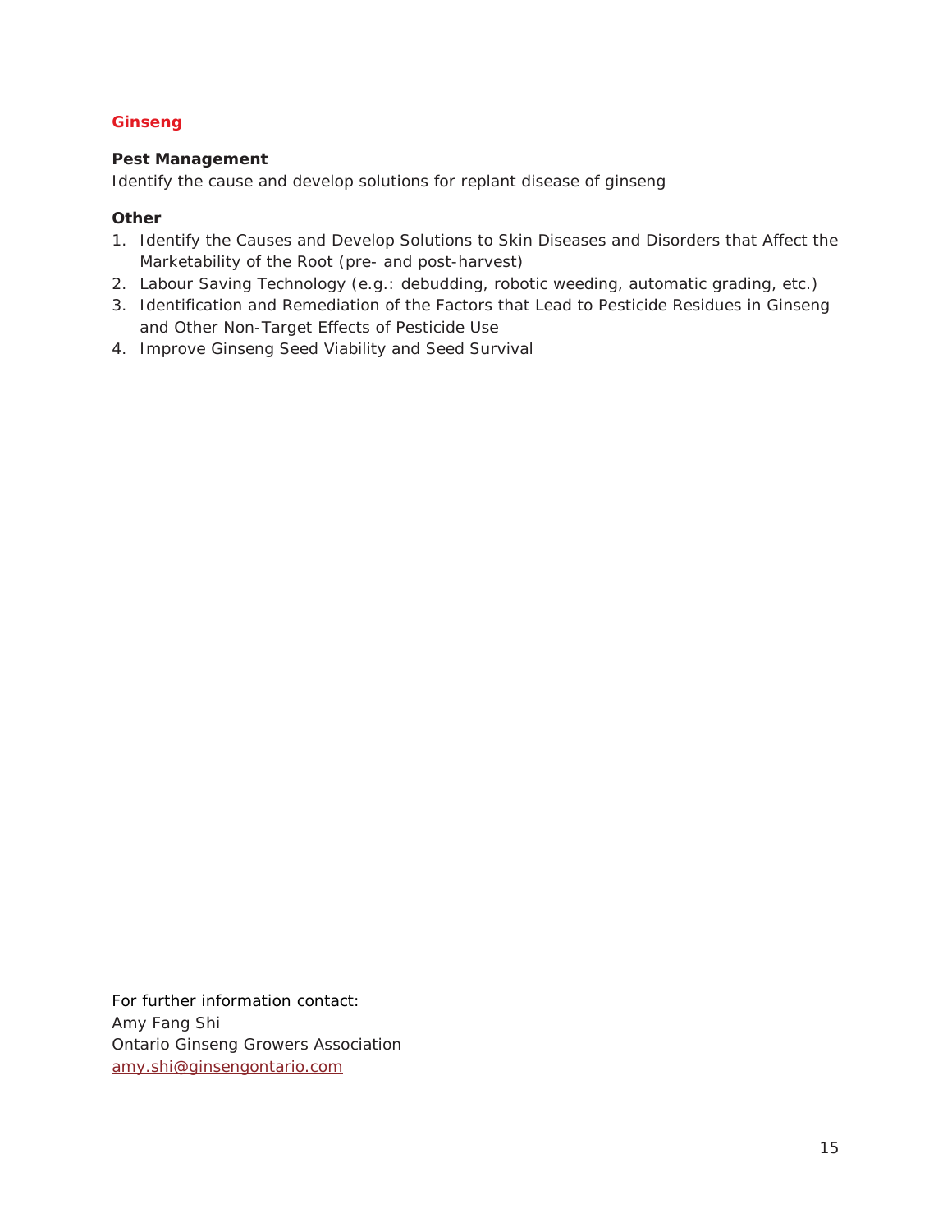## Ginseng

### Pest Management

Identify the cause and develop solutions for replant disease of ginseng

### Other

1. Identify the Causes and Develop Solutions to Skin Diseases and Disorders that Affect the Marketability of the Root (pre- and post-harvest)
2. Labour Saving Technology (e.g.: debudding, robotic weeding, automatic grading, etc.)
3. Identification and Remediation of the Factors that Lead to Pesticide Residues in Ginseng and Other Non-Target Effects of Pesticide Use
4. Improve Ginseng Seed Viability and Seed Survival

For further information contact:
Amy Fang Shi
Ontario Ginseng Growers Association
amy.shi@ginsengontario.com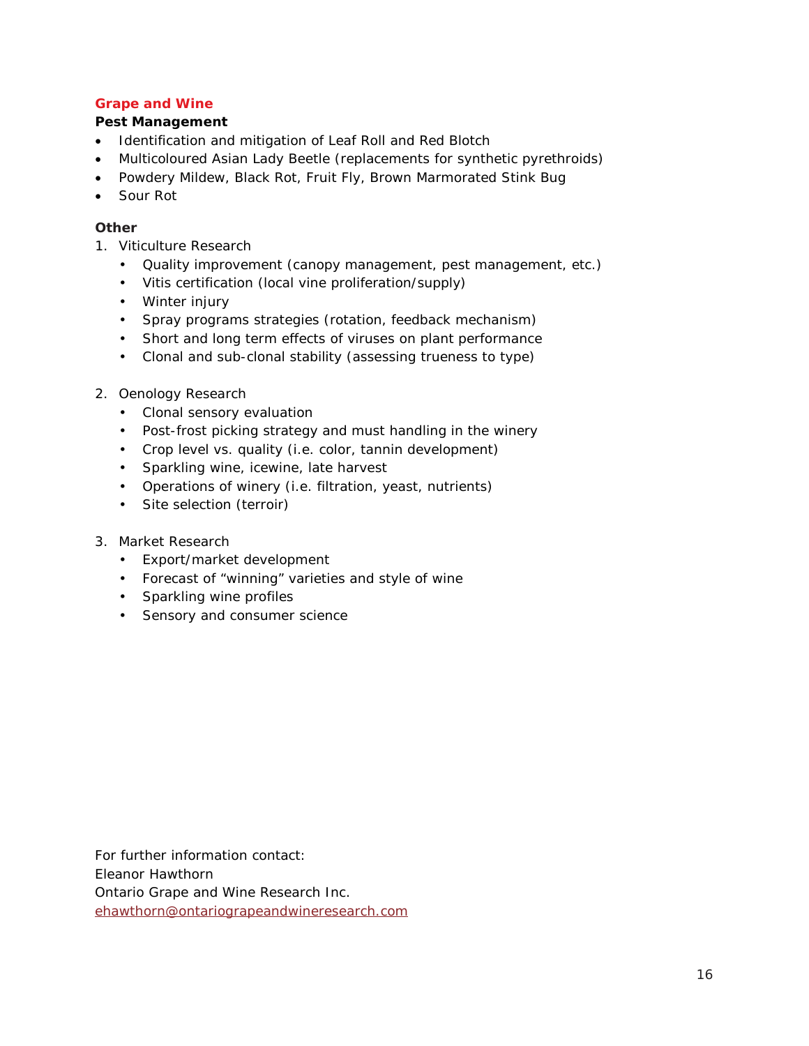## Grape and Wine

**Pest Management**

- Identification and mitigation of Leaf Roll and Red Blotch
- Multicoloured Asian Lady Beetle (replacements for synthetic pyrethroids)
- Powdery Mildew, Black Rot, Fruit Fly, Brown Marmorated Stink Bug
- Sour Rot

**Other**

1. Viticulture Research
   - Quality improvement (canopy management, pest management, etc.)
   - Vitis certification (local vine proliferation/supply)
   - Winter injury
   - Spray programs strategies (rotation, feedback mechanism)
   - Short and long term effects of viruses on plant performance
   - Clonal and sub-clonal stability (assessing trueness to type)

2. Oenology Research
   - Clonal sensory evaluation
   - Post-frost picking strategy and must handling in the winery
   - Crop level vs. quality (i.e. color, tannin development)
   - Sparkling wine, icewine, late harvest
   - Operations of winery (i.e. filtration, yeast, nutrients)
   - Site selection (terroir)

3. Market Research
   - Export/market development
   - Forecast of "winning" varieties and style of wine
   - Sparkling wine profiles
   - Sensory and consumer science

For further information contact:
Eleanor Hawthorn
Ontario Grape and Wine Research Inc.
ehawthorn@ontariograpeandwineresearch.com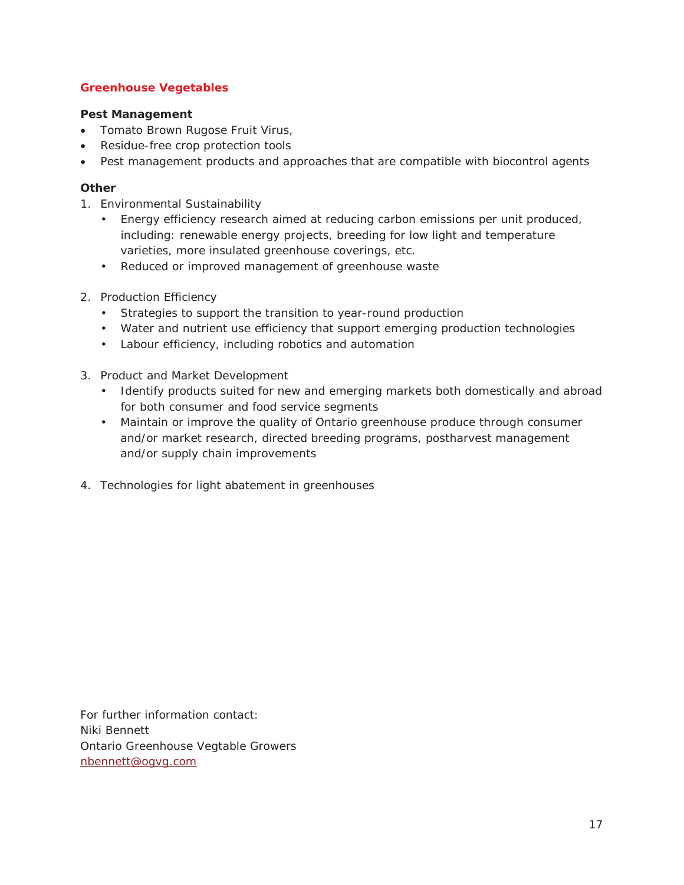## Greenhouse Vegetables

### Pest Management

- Tomato Brown Rugose Fruit Virus,
- Residue-free crop protection tools
- Pest management products and approaches that are compatible with biocontrol agents

### Other

1. Environmental Sustainability
   - Energy efficiency research aimed at reducing carbon emissions per unit produced, including: renewable energy projects, breeding for low light and temperature varieties, more insulated greenhouse coverings, etc.
   - Reduced or improved management of greenhouse waste

2. Production Efficiency
   - Strategies to support the transition to year-round production
   - Water and nutrient use efficiency that support emerging production technologies
   - Labour efficiency, including robotics and automation

3. Product and Market Development
   - Identify products suited for new and emerging markets both domestically and abroad for both consumer and food service segments
   - Maintain or improve the quality of Ontario greenhouse produce through consumer and/or market research, directed breeding programs, postharvest management and/or supply chain improvements

4. Technologies for light abatement in greenhouses

For further information contact:
Niki Bennett
Ontario Greenhouse Vegtable Growers
nbennett@ogvg.com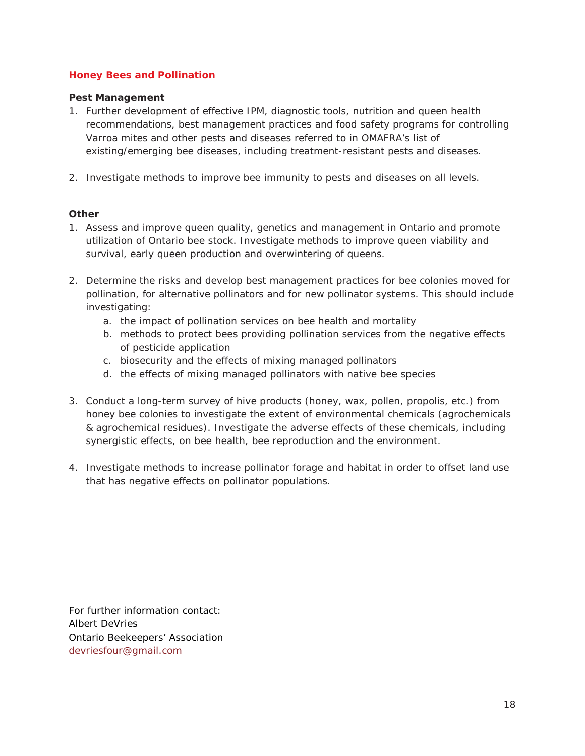## Honey Bees and Pollination

### Pest Management

1. Further development of effective IPM, diagnostic tools, nutrition and queen health recommendations, best management practices and food safety programs for controlling Varroa mites and other pests and diseases referred to in OMAFRA's list of existing/emerging bee diseases, including treatment-resistant pests and diseases.

2. Investigate methods to improve bee immunity to pests and diseases on all levels.

### Other

1. Assess and improve queen quality, genetics and management in Ontario and promote utilization of Ontario bee stock. Investigate methods to improve queen viability and survival, early queen production and overwintering of queens.

2. Determine the risks and develop best management practices for bee colonies moved for pollination, for alternative pollinators and for new pollinator systems. This should include investigating:
   a. the impact of pollination services on bee health and mortality
   b. methods to protect bees providing pollination services from the negative effects of pesticide application
   c. biosecurity and the effects of mixing managed pollinators
   d. the effects of mixing managed pollinators with native bee species

3. Conduct a long-term survey of hive products (honey, wax, pollen, propolis, etc.) from honey bee colonies to investigate the extent of environmental chemicals (agrochemicals & agrochemical residues). Investigate the adverse effects of these chemicals, including synergistic effects, on bee health, bee reproduction and the environment.

4. Investigate methods to increase pollinator forage and habitat in order to offset land use that has negative effects on pollinator populations.

For further information contact:
Albert DeVries
Ontario Beekeepers' Association
devriesfour@gmail.com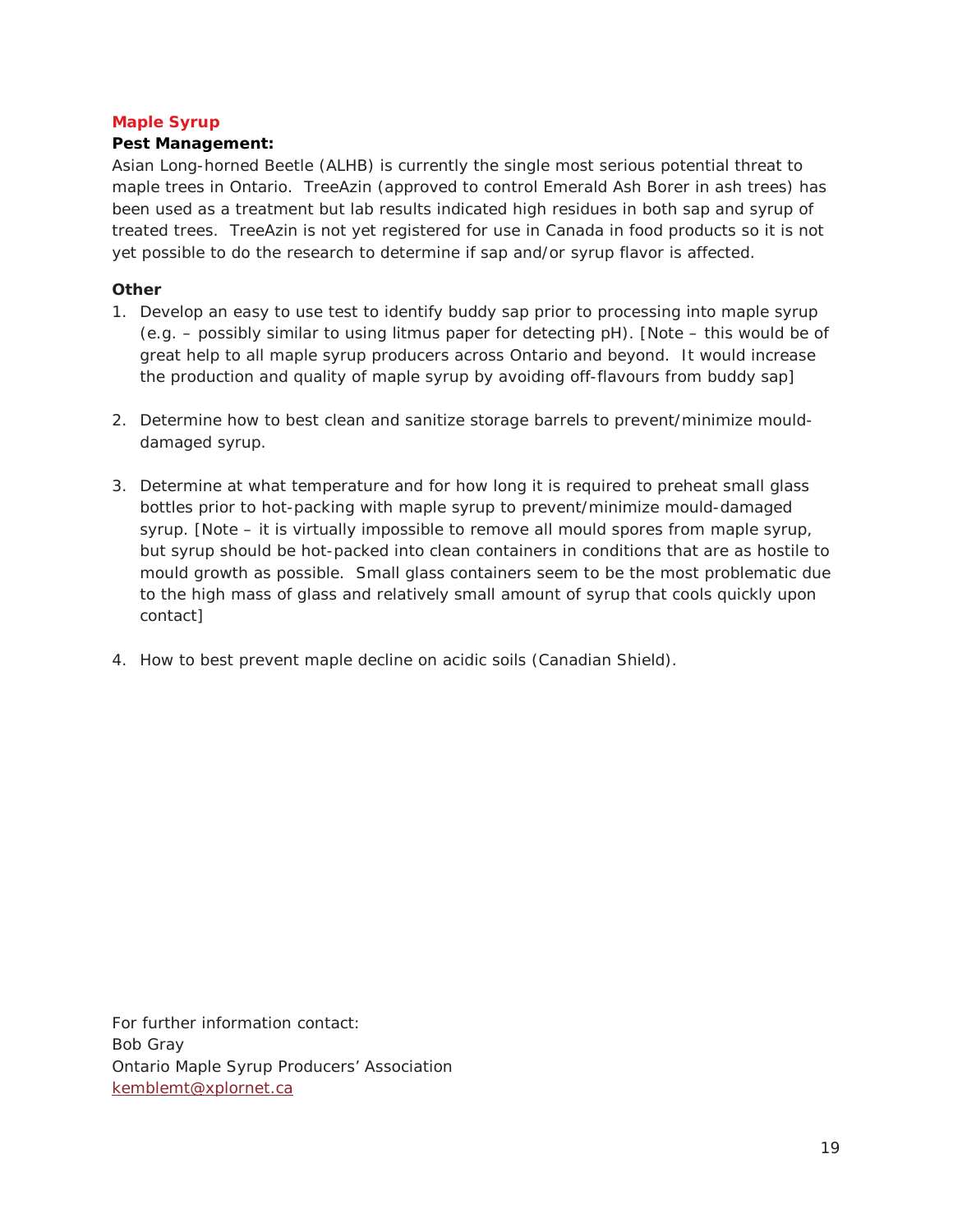## Maple Syrup

**Pest Management:**

Asian Long-horned Beetle (ALHB) is currently the single most serious potential threat to maple trees in Ontario. TreeAzin (approved to control Emerald Ash Borer in ash trees) has been used as a treatment but lab results indicated high residues in both sap and syrup of treated trees. TreeAzin is not yet registered for use in Canada in food products so it is not yet possible to do the research to determine if sap and/or syrup flavor is affected.

**Other**

1. Develop an easy to use test to identify buddy sap prior to processing into maple syrup (e.g. – possibly similar to using litmus paper for detecting pH). [Note – this would be of great help to all maple syrup producers across Ontario and beyond. It would increase the production and quality of maple syrup by avoiding off-flavours from buddy sap]

2. Determine how to best clean and sanitize storage barrels to prevent/minimize mould-damaged syrup.

3. Determine at what temperature and for how long it is required to preheat small glass bottles prior to hot-packing with maple syrup to prevent/minimize mould-damaged syrup. [Note – it is virtually impossible to remove all mould spores from maple syrup, but syrup should be hot-packed into clean containers in conditions that are as hostile to mould growth as possible. Small glass containers seem to be the most problematic due to the high mass of glass and relatively small amount of syrup that cools quickly upon contact]

4. How to best prevent maple decline on acidic soils (Canadian Shield).

For further information contact:
Bob Gray
Ontario Maple Syrup Producers' Association
kemblemt@xplornet.ca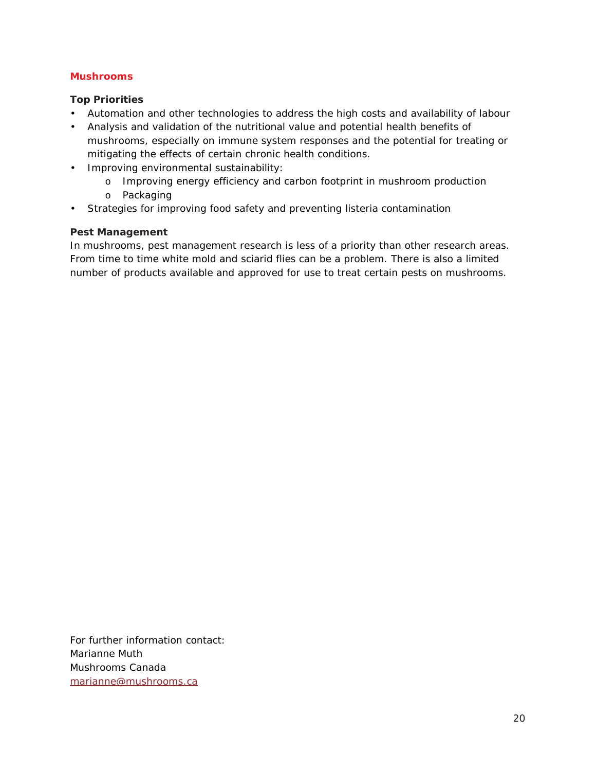## Mushrooms

### Top Priorities

- Automation and other technologies to address the high costs and availability of labour
- Analysis and validation of the nutritional value and potential health benefits of mushrooms, especially on immune system responses and the potential for treating or mitigating the effects of certain chronic health conditions.
- Improving environmental sustainability:
  - Improving energy efficiency and carbon footprint in mushroom production
  - Packaging
- Strategies for improving food safety and preventing listeria contamination

### Pest Management

In mushrooms, pest management research is less of a priority than other research areas. From time to time white mold and sciarid flies can be a problem. There is also a limited number of products available and approved for use to treat certain pests on mushrooms.

For further information contact:
Marianne Muth
Mushrooms Canada
marianne@mushrooms.ca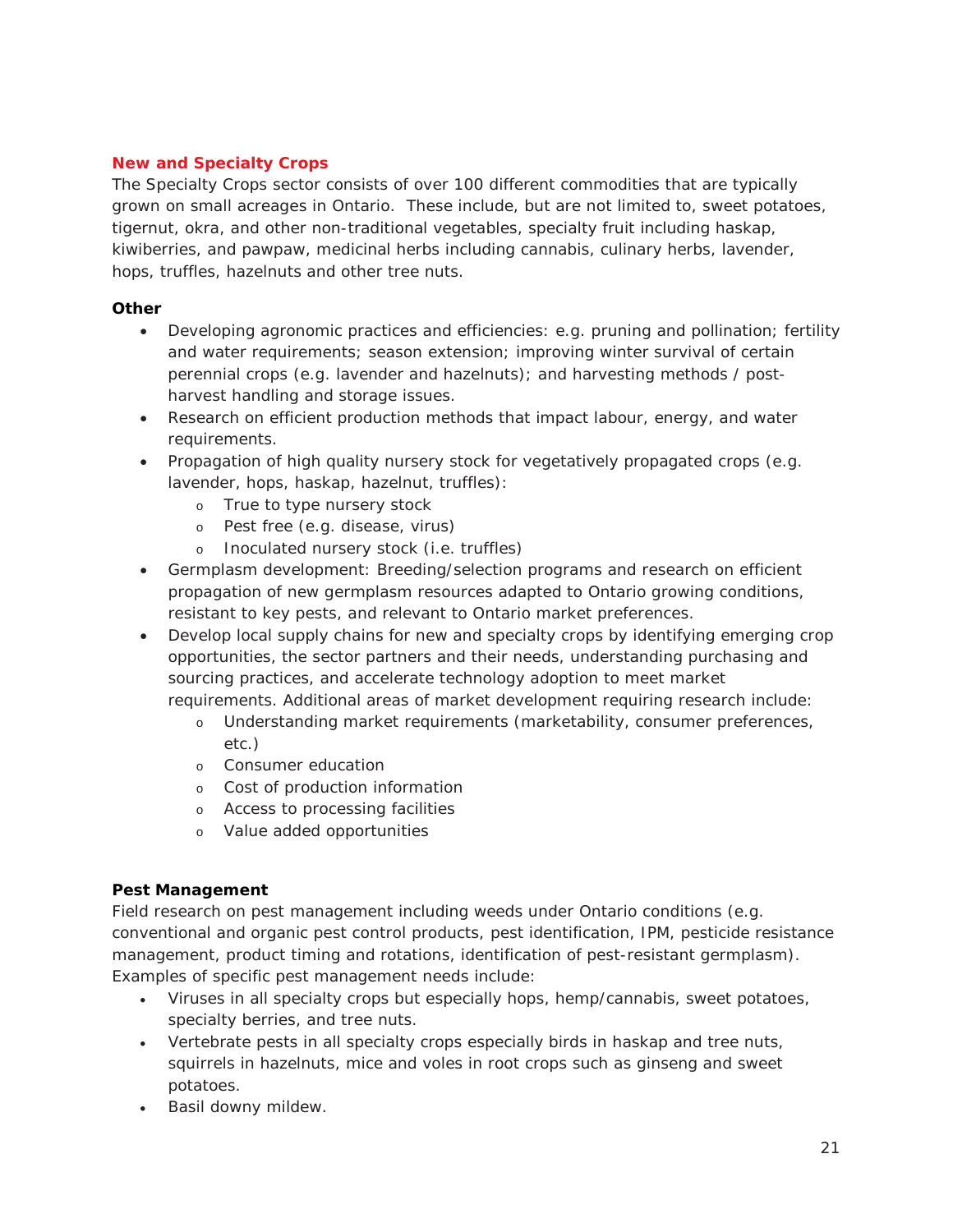## New and Specialty Crops

The Specialty Crops sector consists of over 100 different commodities that are typically grown on small acreages in Ontario. These include, but are not limited to, sweet potatoes, tigernut, okra, and other non-traditional vegetables, specialty fruit including haskap, kiwiberries, and pawpaw, medicinal herbs including cannabis, culinary herbs, lavender, hops, truffles, hazelnuts and other tree nuts.

**Other**

- Developing agronomic practices and efficiencies: e.g. pruning and pollination; fertility and water requirements; season extension; improving winter survival of certain perennial crops (e.g. lavender and hazelnuts); and harvesting methods / post-harvest handling and storage issues.
- Research on efficient production methods that impact labour, energy, and water requirements.
- Propagation of high quality nursery stock for vegetatively propagated crops (e.g. lavender, hops, haskap, hazelnut, truffles):
  - True to type nursery stock
  - Pest free (e.g. disease, virus)
  - Inoculated nursery stock (i.e. truffles)
- Germplasm development: Breeding/selection programs and research on efficient propagation of new germplasm resources adapted to Ontario growing conditions, resistant to key pests, and relevant to Ontario market preferences.
- Develop local supply chains for new and specialty crops by identifying emerging crop opportunities, the sector partners and their needs, understanding purchasing and sourcing practices, and accelerate technology adoption to meet market requirements. Additional areas of market development requiring research include:
  - Understanding market requirements (marketability, consumer preferences, etc.)
  - Consumer education
  - Cost of production information
  - Access to processing facilities
  - Value added opportunities

**Pest Management**

Field research on pest management including weeds under Ontario conditions (e.g. conventional and organic pest control products, pest identification, IPM, pesticide resistance management, product timing and rotations, identification of pest-resistant germplasm). Examples of specific pest management needs include:

- Viruses in all specialty crops but especially hops, hemp/cannabis, sweet potatoes, specialty berries, and tree nuts.
- Vertebrate pests in all specialty crops especially birds in haskap and tree nuts, squirrels in hazelnuts, mice and voles in root crops such as ginseng and sweet potatoes.
- Basil downy mildew.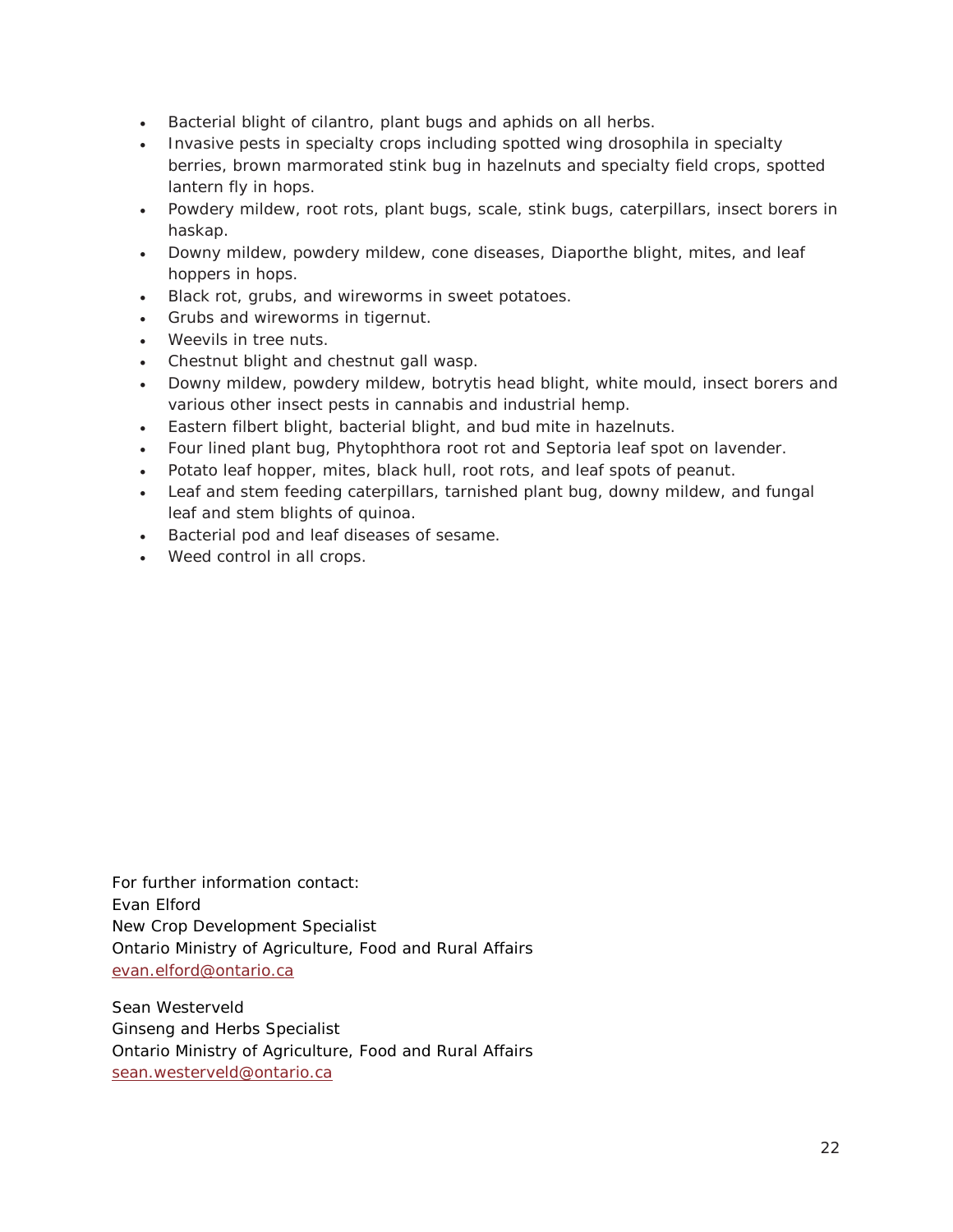- Bacterial blight of cilantro, plant bugs and aphids on all herbs.
- Invasive pests in specialty crops including spotted wing drosophila in specialty berries, brown marmorated stink bug in hazelnuts and specialty field crops, spotted lantern fly in hops.
- Powdery mildew, root rots, plant bugs, scale, stink bugs, caterpillars, insect borers in haskap.
- Downy mildew, powdery mildew, cone diseases, Diaporthe blight, mites, and leaf hoppers in hops.
- Black rot, grubs, and wireworms in sweet potatoes.
- Grubs and wireworms in tigernut.
- Weevils in tree nuts.
- Chestnut blight and chestnut gall wasp.
- Downy mildew, powdery mildew, botrytis head blight, white mould, insect borers and various other insect pests in cannabis and industrial hemp.
- Eastern filbert blight, bacterial blight, and bud mite in hazelnuts.
- Four lined plant bug, Phytophthora root rot and Septoria leaf spot on lavender.
- Potato leaf hopper, mites, black hull, root rots, and leaf spots of peanut.
- Leaf and stem feeding caterpillars, tarnished plant bug, downy mildew, and fungal leaf and stem blights of quinoa.
- Bacterial pod and leaf diseases of sesame.
- Weed control in all crops.

For further information contact:
Evan Elford
New Crop Development Specialist
Ontario Ministry of Agriculture, Food and Rural Affairs
evan.elford@ontario.ca

Sean Westerveld
Ginseng and Herbs Specialist
Ontario Ministry of Agriculture, Food and Rural Affairs
sean.westerveld@ontario.ca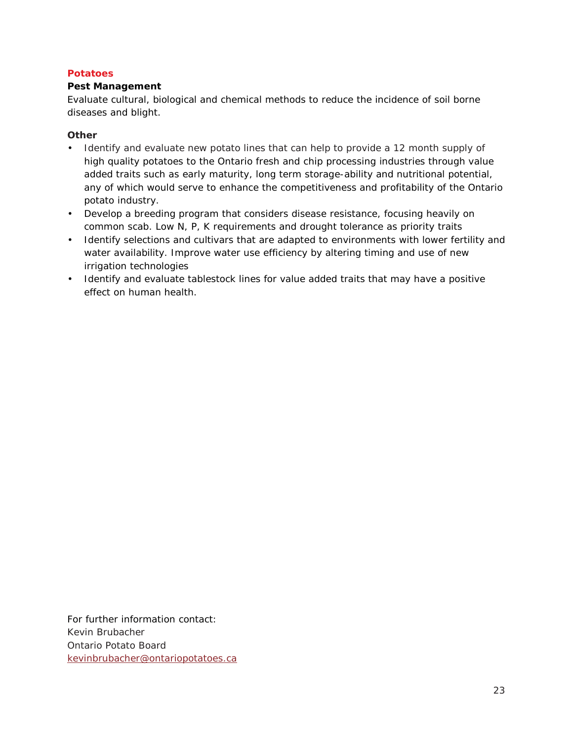## Potatoes

### Pest Management

Evaluate cultural, biological and chemical methods to reduce the incidence of soil borne diseases and blight.

### Other

- Identify and evaluate new potato lines that can help to provide a 12 month supply of high quality potatoes to the Ontario fresh and chip processing industries through value added traits such as early maturity, long term storage-ability and nutritional potential, any of which would serve to enhance the competitiveness and profitability of the Ontario potato industry.
- Develop a breeding program that considers disease resistance, focusing heavily on common scab. Low N, P, K requirements and drought tolerance as priority traits
- Identify selections and cultivars that are adapted to environments with lower fertility and water availability. Improve water use efficiency by altering timing and use of new irrigation technologies
- Identify and evaluate tablestock lines for value added traits that may have a positive effect on human health.

For further information contact:
Kevin Brubacher
Ontario Potato Board
kevinbrubacher@ontariopotatoes.ca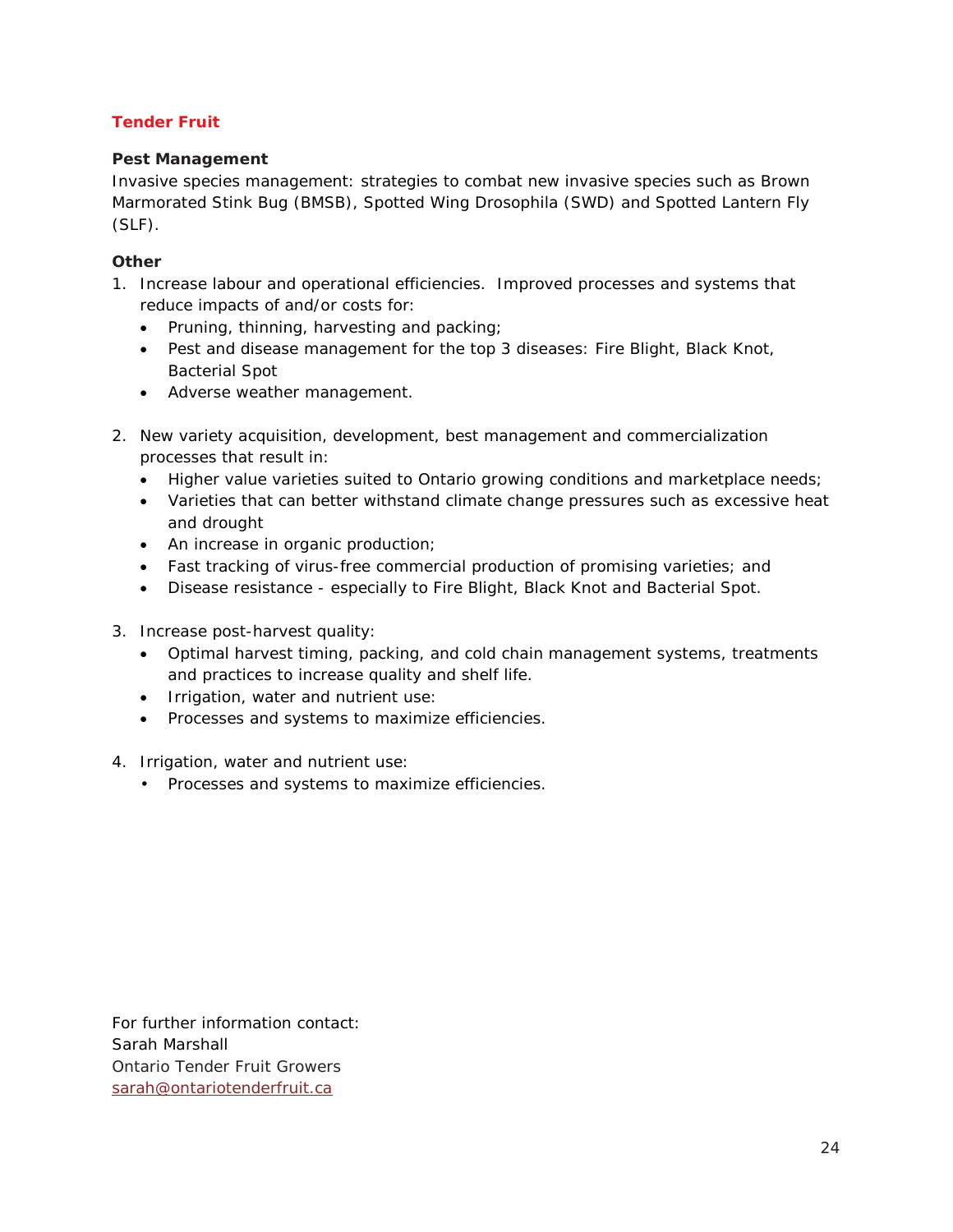## Tender Fruit

**Pest Management**

Invasive species management: strategies to combat new invasive species such as Brown Marmorated Stink Bug (BMSB), Spotted Wing Drosophila (SWD) and Spotted Lantern Fly (SLF).

**Other**

1. Increase labour and operational efficiencies. Improved processes and systems that reduce impacts of and/or costs for:
   - Pruning, thinning, harvesting and packing;
   - Pest and disease management for the top 3 diseases: Fire Blight, Black Knot, Bacterial Spot
   - Adverse weather management.

2. New variety acquisition, development, best management and commercialization processes that result in:
   - Higher value varieties suited to Ontario growing conditions and marketplace needs;
   - Varieties that can better withstand climate change pressures such as excessive heat and drought
   - An increase in organic production;
   - Fast tracking of virus-free commercial production of promising varieties; and
   - Disease resistance - especially to Fire Blight, Black Knot and Bacterial Spot.

3. Increase post-harvest quality:
   - Optimal harvest timing, packing, and cold chain management systems, treatments and practices to increase quality and shelf life.
   - Irrigation, water and nutrient use:
   - Processes and systems to maximize efficiencies.

4. Irrigation, water and nutrient use:
   - Processes and systems to maximize efficiencies.

For further information contact:
Sarah Marshall
Ontario Tender Fruit Growers
sarah@ontariotenderfruit.ca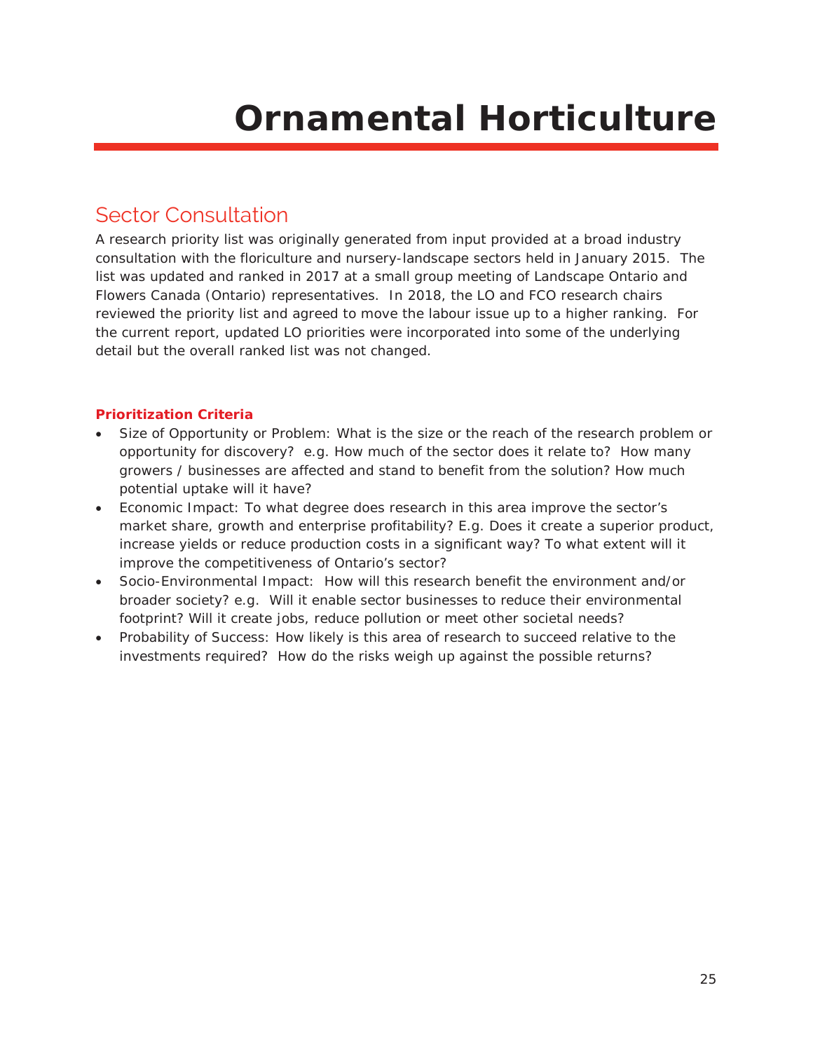# Ornamental Horticulture

## Sector Consultation

A research priority list was originally generated from input provided at a broad industry consultation with the floriculture and nursery-landscape sectors held in January 2015. The list was updated and ranked in 2017 at a small group meeting of Landscape Ontario and Flowers Canada (Ontario) representatives. In 2018, the LO and FCO research chairs reviewed the priority list and agreed to move the labour issue up to a higher ranking. For the current report, updated LO priorities were incorporated into some of the underlying detail but the overall ranked list was not changed.

### Prioritization Criteria

- Size of Opportunity or Problem: What is the size or the reach of the research problem or opportunity for discovery? e.g. How much of the sector does it relate to? How many growers / businesses are affected and stand to benefit from the solution? How much potential uptake will it have?
- Economic Impact: To what degree does research in this area improve the sector's market share, growth and enterprise profitability? E.g. Does it create a superior product, increase yields or reduce production costs in a significant way? To what extent will it improve the competitiveness of Ontario's sector?
- Socio-Environmental Impact: How will this research benefit the environment and/or broader society? e.g. Will it enable sector businesses to reduce their environmental footprint? Will it create jobs, reduce pollution or meet other societal needs?
- Probability of Success: How likely is this area of research to succeed relative to the investments required? How do the risks weigh up against the possible returns?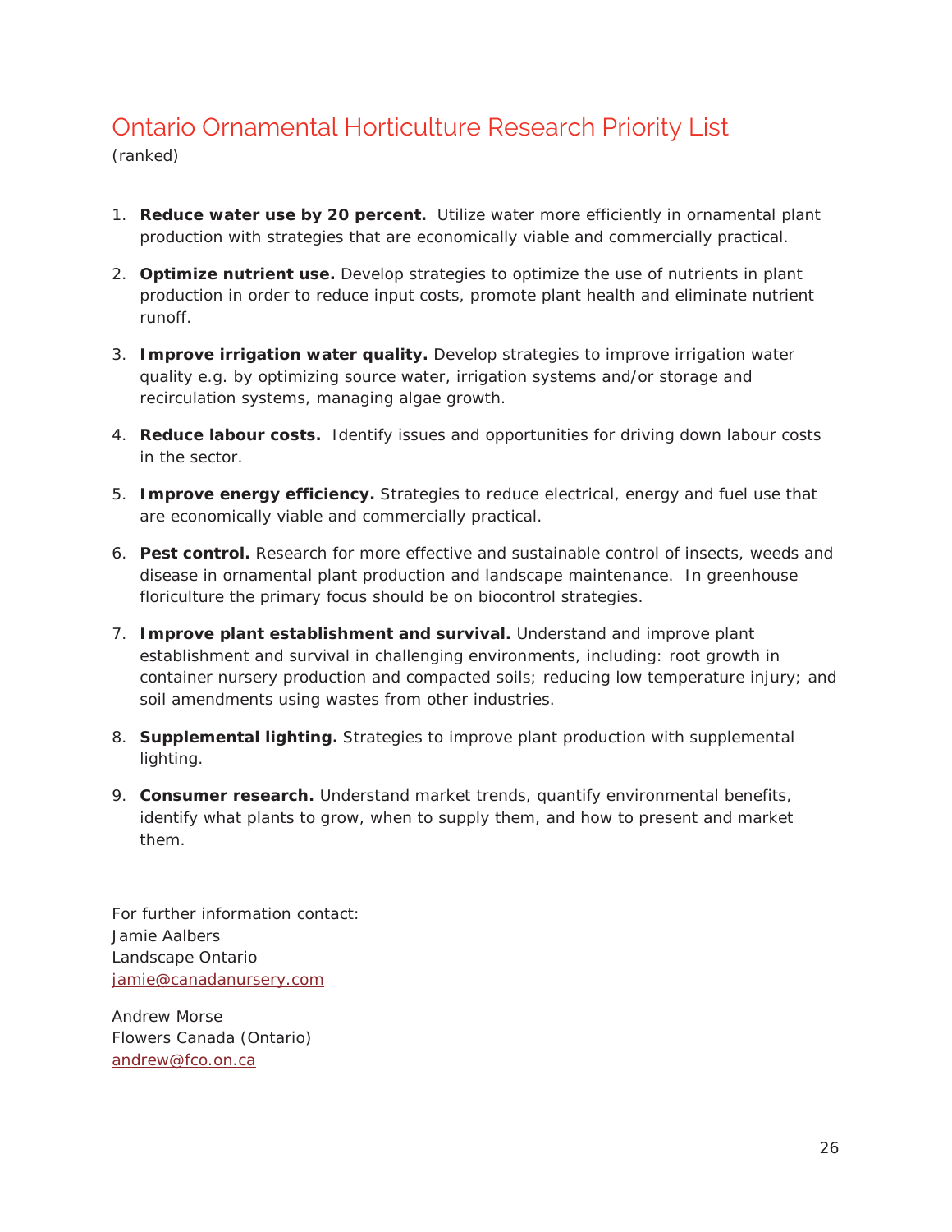# Ontario Ornamental Horticulture Research Priority List

(ranked)

1. **Reduce water use by 20 percent.** Utilize water more efficiently in ornamental plant production with strategies that are economically viable and commercially practical.

2. **Optimize nutrient use.** Develop strategies to optimize the use of nutrients in plant production in order to reduce input costs, promote plant health and eliminate nutrient runoff.

3. **Improve irrigation water quality.** Develop strategies to improve irrigation water quality e.g. by optimizing source water, irrigation systems and/or storage and recirculation systems, managing algae growth.

4. **Reduce labour costs.** Identify issues and opportunities for driving down labour costs in the sector.

5. **Improve energy efficiency.** Strategies to reduce electrical, energy and fuel use that are economically viable and commercially practical.

6. **Pest control.** Research for more effective and sustainable control of insects, weeds and disease in ornamental plant production and landscape maintenance. In greenhouse floriculture the primary focus should be on biocontrol strategies.

7. **Improve plant establishment and survival.** Understand and improve plant establishment and survival in challenging environments, including: root growth in container nursery production and compacted soils; reducing low temperature injury; and soil amendments using wastes from other industries.

8. **Supplemental lighting.** Strategies to improve plant production with supplemental lighting.

9. **Consumer research.** Understand market trends, quantify environmental benefits, identify what plants to grow, when to supply them, and how to present and market them.

For further information contact:
Jamie Aalbers
Landscape Ontario
jamie@canadanursery.com

Andrew Morse
Flowers Canada (Ontario)
andrew@fco.on.ca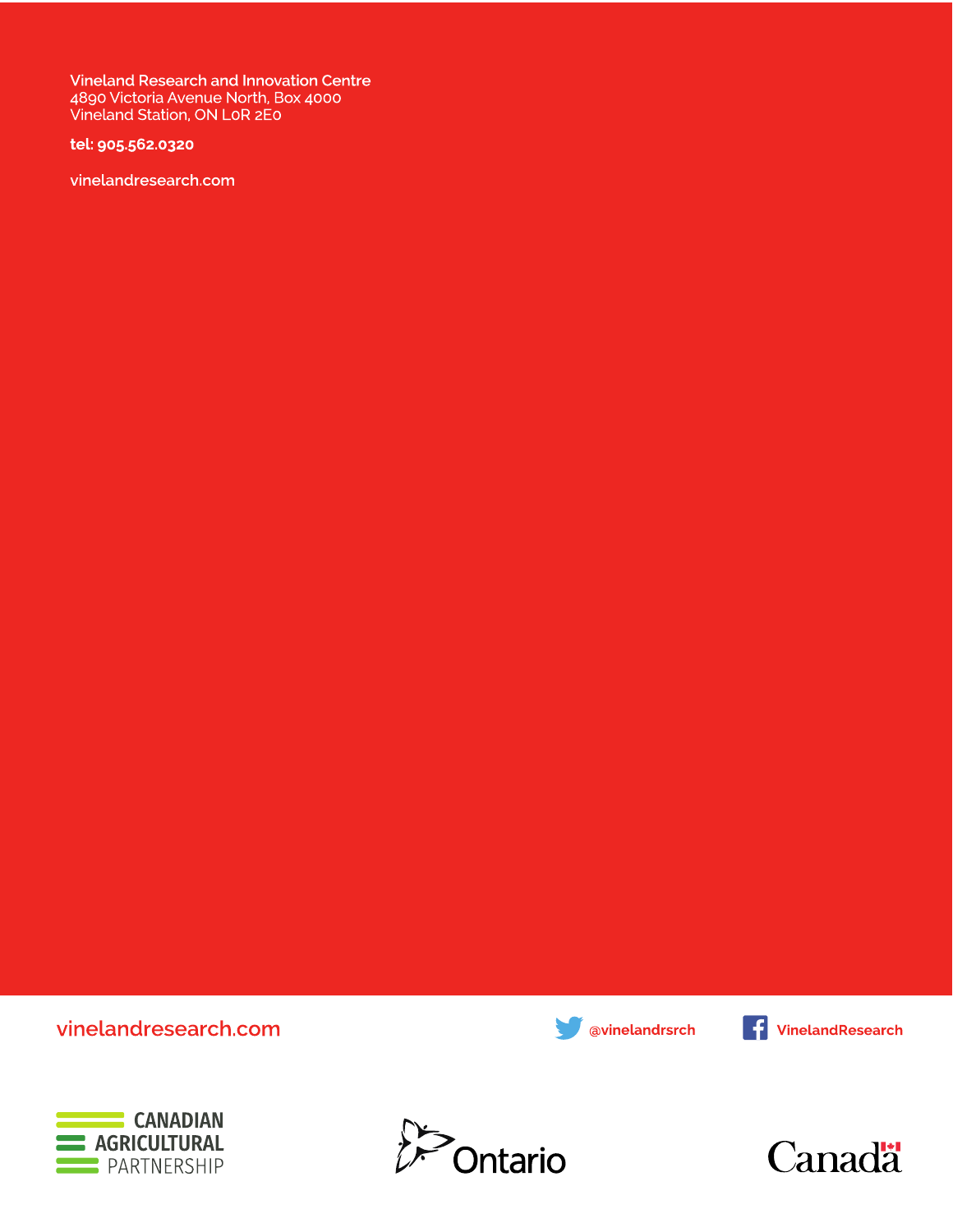**Vineland Research and Innovation Centre**
4890 Victoria Avenue North, Box 4000
Vineland Station, ON L0R 2E0

**tel: 905.562.0320**

vinelandresearch.com

vinelandresearch.com

@vinelandrsrch

VinelandResearch

CANADIAN AGRICULTURAL PARTNERSHIP

Ontario

Canada